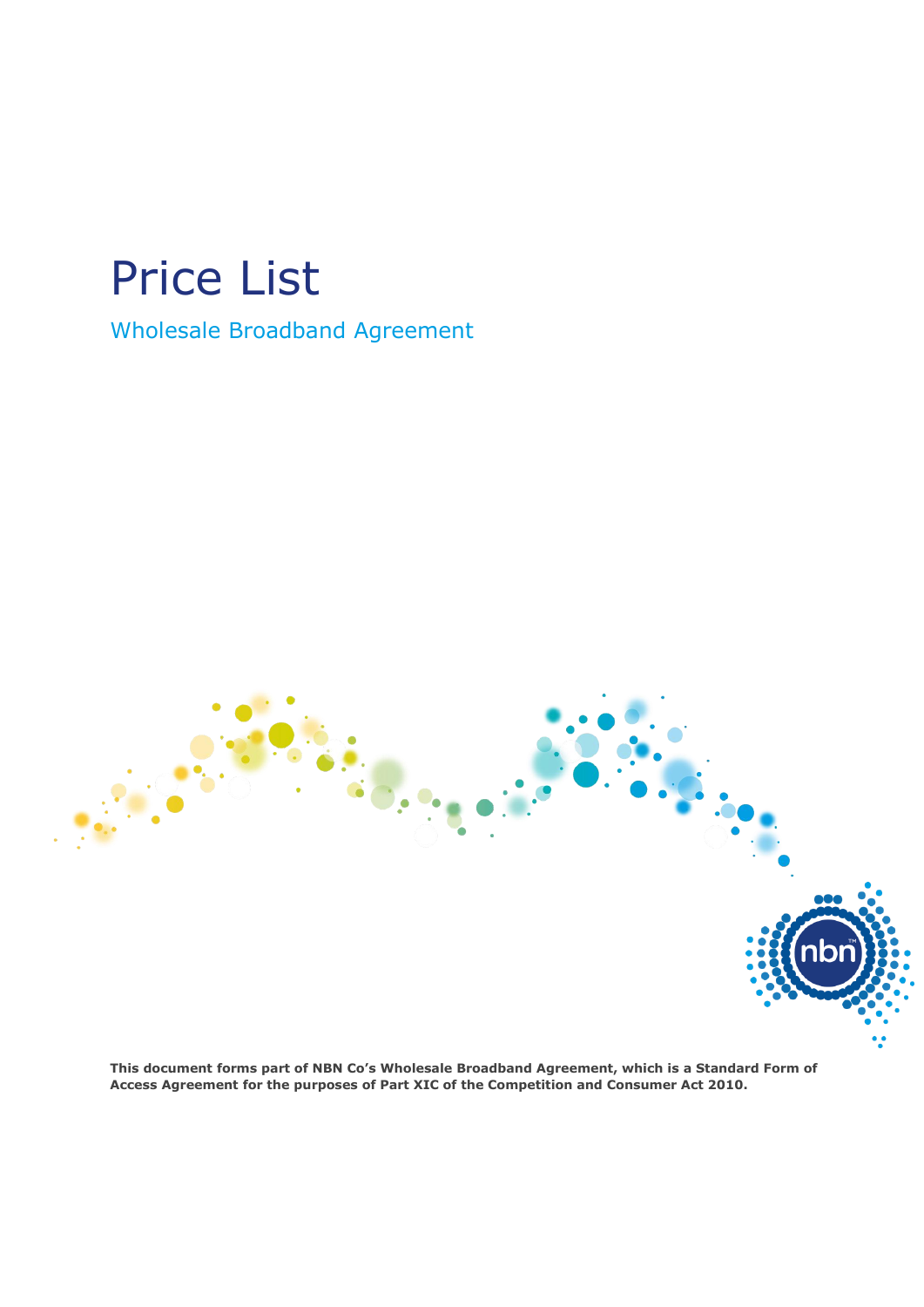# Price List

## Wholesale Broadband Agreement

**This document forms part of NBN Co's Wholesale Broadband Agreement, which is a Standard Form of Access Agreement for the purposes of Part XIC of the Competition and Consumer Act 2010.**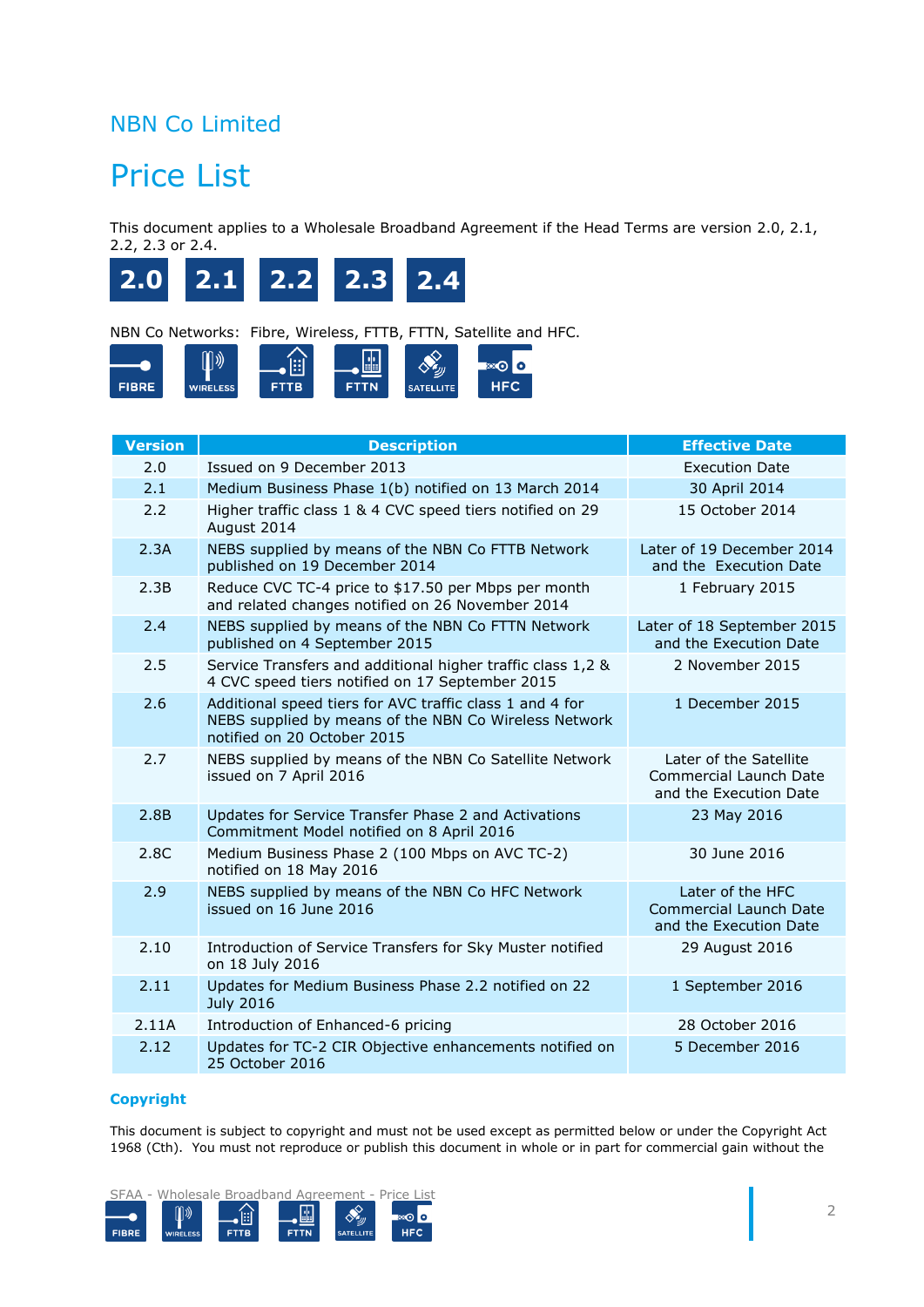NBN Co Limited

# Price List

This document applies to a Wholesale Broadband Agreement if the Head Terms are version 2.0, 2.1, 2.2, 2.3 or 2.4.

**2.0** **2.1** **2.2** **2.3** **2.4**

NBN Co Networks: Fibre, Wireless, FTTB, FTTN, Satellite and HFC.

FIBRE WIRELESS FTTB FTTN SATELLITE HFC

| Version | Description | Effective Date |
|---|---|---|
| 2.0 | Issued on 9 December 2013 | Execution Date |
| 2.1 | Medium Business Phase 1(b) notified on 13 March 2014 | 30 April 2014 |
| 2.2 | Higher traffic class 1 & 4 CVC speed tiers notified on 29 August 2014 | 15 October 2014 |
| 2.3A | NEBS supplied by means of the NBN Co FTTB Network published on 19 December 2014 | Later of 19 December 2014 and the Execution Date |
| 2.3B | Reduce CVC TC-4 price to $17.50 per Mbps per month and related changes notified on 26 November 2014 | 1 February 2015 |
| 2.4 | NEBS supplied by means of the NBN Co FTTN Network published on 4 September 2015 | Later of 18 September 2015 and the Execution Date |
| 2.5 | Service Transfers and additional higher traffic class 1,2 & 4 CVC speed tiers notified on 17 September 2015 | 2 November 2015 |
| 2.6 | Additional speed tiers for AVC traffic class 1 and 4 for NEBS supplied by means of the NBN Co Wireless Network notified on 20 October 2015 | 1 December 2015 |
| 2.7 | NEBS supplied by means of the NBN Co Satellite Network issued on 7 April 2016 | Later of the Satellite Commercial Launch Date and the Execution Date |
| 2.8B | Updates for Service Transfer Phase 2 and Activations Commitment Model notified on 8 April 2016 | 23 May 2016 |
| 2.8C | Medium Business Phase 2 (100 Mbps on AVC TC-2) notified on 18 May 2016 | 30 June 2016 |
| 2.9 | NEBS supplied by means of the NBN Co HFC Network issued on 16 June 2016 | Later of the HFC Commercial Launch Date and the Execution Date |
| 2.10 | Introduction of Service Transfers for Sky Muster notified on 18 July 2016 | 29 August 2016 |
| 2.11 | Updates for Medium Business Phase 2.2 notified on 22 July 2016 | 1 September 2016 |
| 2.11A | Introduction of Enhanced-6 pricing | 28 October 2016 |
| 2.12 | Updates for TC-2 CIR Objective enhancements notified on 25 October 2016 | 5 December 2016 |

**Copyright**

This document is subject to copyright and must not be used except as permitted below or under the Copyright Act 1968 (Cth). You must not reproduce or publish this document in whole or in part for commercial gain without the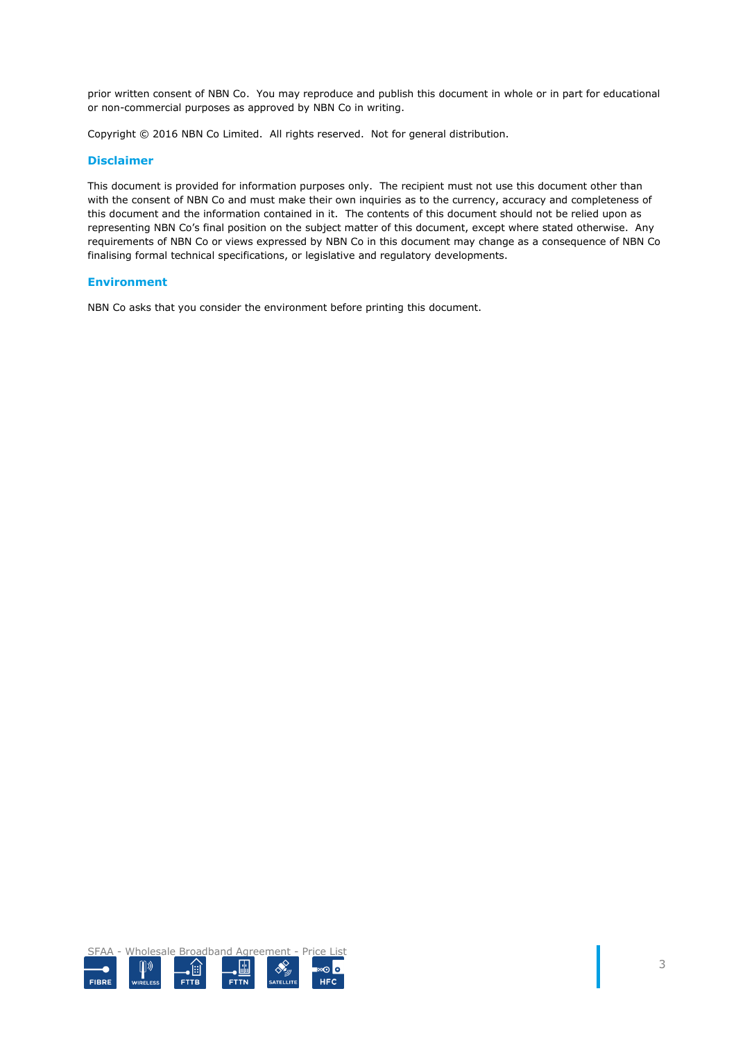prior written consent of NBN Co. You may reproduce and publish this document in whole or in part for educational or non-commercial purposes as approved by NBN Co in writing.

Copyright © 2016 NBN Co Limited. All rights reserved. Not for general distribution.

## Disclaimer

This document is provided for information purposes only. The recipient must not use this document other than with the consent of NBN Co and must make their own inquiries as to the currency, accuracy and completeness of this document and the information contained in it. The contents of this document should not be relied upon as representing NBN Co's final position on the subject matter of this document, except where stated otherwise. Any requirements of NBN Co or views expressed by NBN Co in this document may change as a consequence of NBN Co finalising formal technical specifications, or legislative and regulatory developments.

## Environment

NBN Co asks that you consider the environment before printing this document.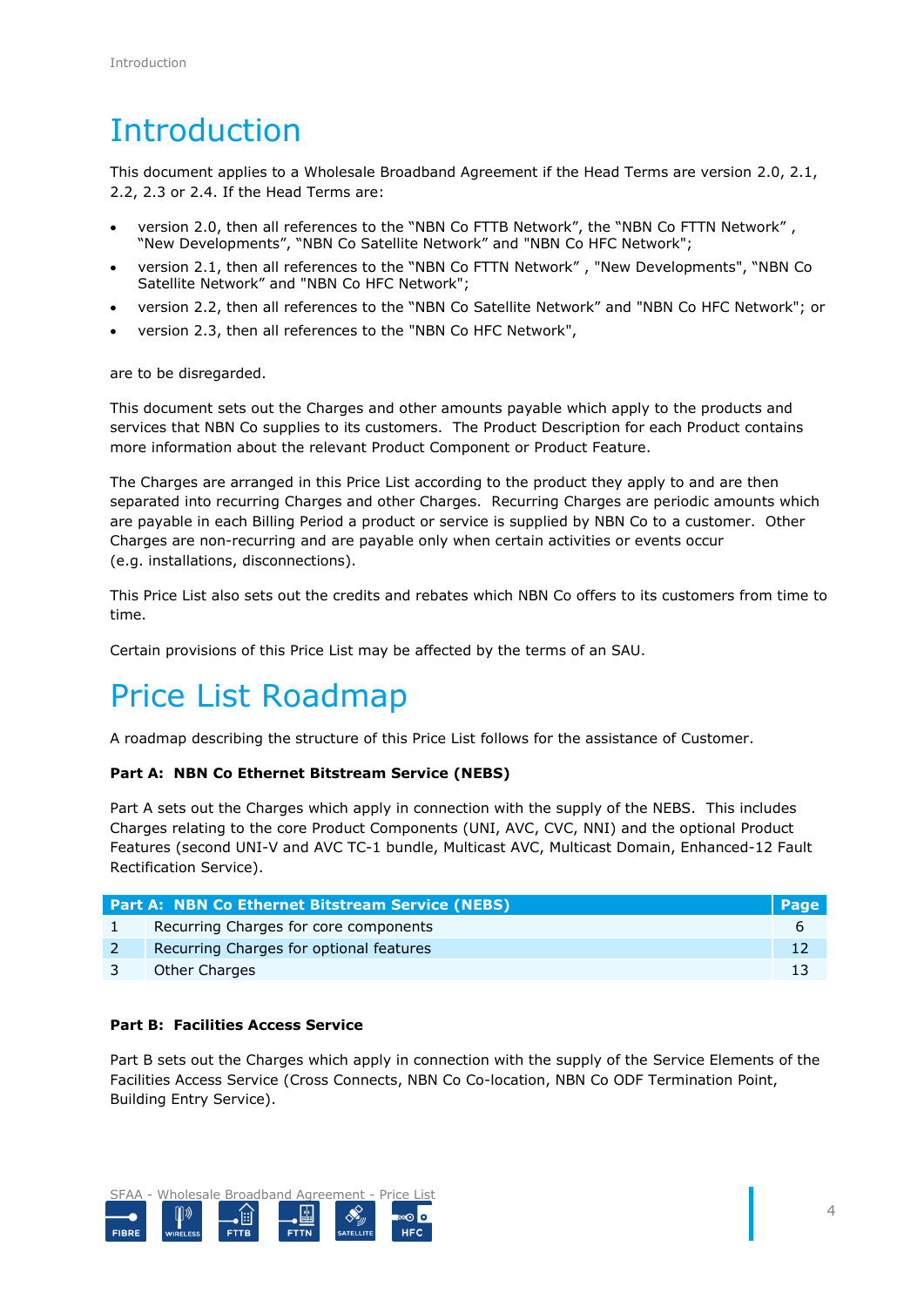# Introduction

This document applies to a Wholesale Broadband Agreement if the Head Terms are version 2.0, 2.1, 2.2, 2.3 or 2.4. If the Head Terms are:

- version 2.0, then all references to the "NBN Co FTTB Network", the "NBN Co FTTN Network" , "New Developments", "NBN Co Satellite Network" and "NBN Co HFC Network";
- version 2.1, then all references to the "NBN Co FTTN Network" , "New Developments", "NBN Co Satellite Network" and "NBN Co HFC Network";
- version 2.2, then all references to the "NBN Co Satellite Network" and "NBN Co HFC Network"; or
- version 2.3, then all references to the "NBN Co HFC Network",

are to be disregarded.

This document sets out the Charges and other amounts payable which apply to the products and services that NBN Co supplies to its customers. The Product Description for each Product contains more information about the relevant Product Component or Product Feature.

The Charges are arranged in this Price List according to the product they apply to and are then separated into recurring Charges and other Charges. Recurring Charges are periodic amounts which are payable in each Billing Period a product or service is supplied by NBN Co to a customer. Other Charges are non-recurring and are payable only when certain activities or events occur (e.g. installations, disconnections).

This Price List also sets out the credits and rebates which NBN Co offers to its customers from time to time.

Certain provisions of this Price List may be affected by the terms of an SAU.

# Price List Roadmap

A roadmap describing the structure of this Price List follows for the assistance of Customer.

**Part A: NBN Co Ethernet Bitstream Service (NEBS)**

Part A sets out the Charges which apply in connection with the supply of the NEBS. This includes Charges relating to the core Product Components (UNI, AVC, CVC, NNI) and the optional Product Features (second UNI-V and AVC TC-1 bundle, Multicast AVC, Multicast Domain, Enhanced-12 Fault Rectification Service).

| Part A: NBN Co Ethernet Bitstream Service (NEBS) | | Page |
|---|---|---|
| 1 | Recurring Charges for core components | 6 |
| 2 | Recurring Charges for optional features | 12 |
| 3 | Other Charges | 13 |

**Part B: Facilities Access Service**

Part B sets out the Charges which apply in connection with the supply of the Service Elements of the Facilities Access Service (Cross Connects, NBN Co Co-location, NBN Co ODF Termination Point, Building Entry Service).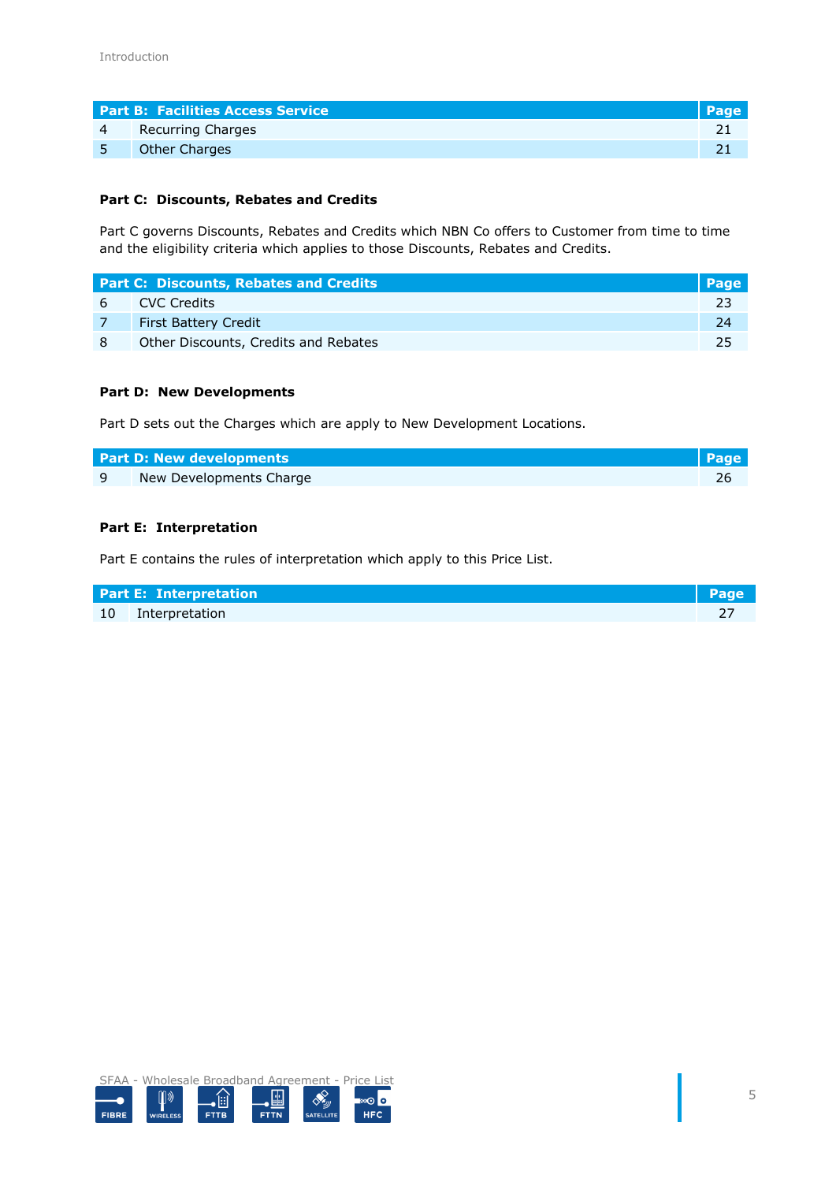| Part B: Facilities Access Service | | Page |
|---|---|---|
| 4 | Recurring Charges | 21 |
| 5 | Other Charges | 21 |

**Part C: Discounts, Rebates and Credits**

Part C governs Discounts, Rebates and Credits which NBN Co offers to Customer from time to time and the eligibility criteria which applies to those Discounts, Rebates and Credits.

| Part C: Discounts, Rebates and Credits | | Page |
|---|---|---|
| 6 | CVC Credits | 23 |
| 7 | First Battery Credit | 24 |
| 8 | Other Discounts, Credits and Rebates | 25 |

**Part D: New Developments**

Part D sets out the Charges which are apply to New Development Locations.

| Part D: New developments | | Page |
|---|---|---|
| 9 | New Developments Charge | 26 |

**Part E: Interpretation**

Part E contains the rules of interpretation which apply to this Price List.

| Part E: Interpretation | | Page |
|---|---|---|
| 10 | Interpretation | 27 |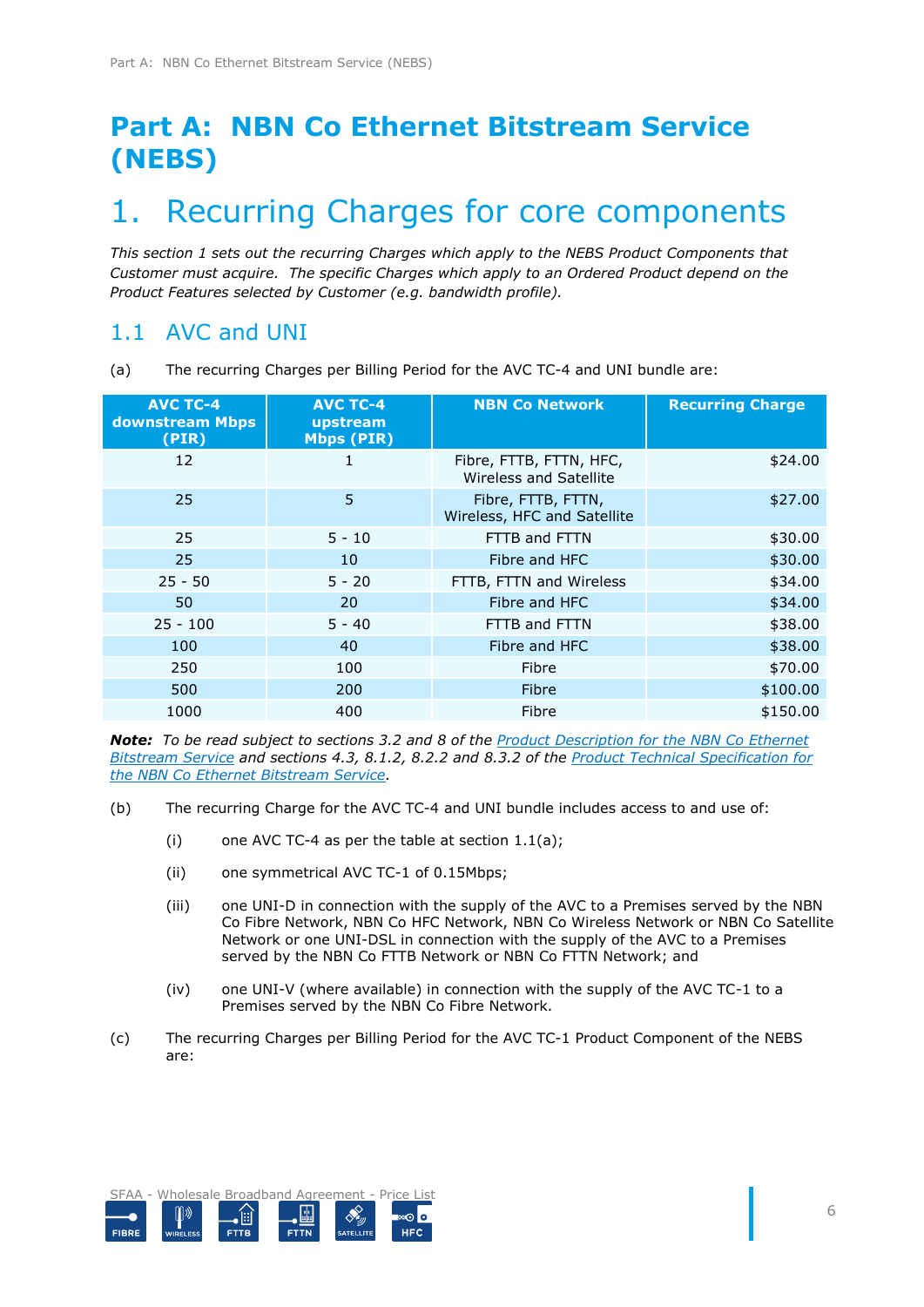# Part A: NBN Co Ethernet Bitstream Service (NEBS)

## 1. Recurring Charges for core components

*This section 1 sets out the recurring Charges which apply to the NEBS Product Components that Customer must acquire. The specific Charges which apply to an Ordered Product depend on the Product Features selected by Customer (e.g. bandwidth profile).*

### 1.1 AVC and UNI

(a) The recurring Charges per Billing Period for the AVC TC-4 and UNI bundle are:

| AVC TC-4 downstream Mbps (PIR) | AVC TC-4 upstream Mbps (PIR) | NBN Co Network | Recurring Charge |
|---|---|---|---|
| 12 | 1 | Fibre, FTTB, FTTN, HFC, Wireless and Satellite | $24.00 |
| 25 | 5 | Fibre, FTTB, FTTN, Wireless, HFC and Satellite | $27.00 |
| 25 | 5 - 10 | FTTB and FTTN | $30.00 |
| 25 | 10 | Fibre and HFC | $30.00 |
| 25 - 50 | 5 - 20 | FTTB, FTTN and Wireless | $34.00 |
| 50 | 20 | Fibre and HFC | $34.00 |
| 25 - 100 | 5 - 40 | FTTB and FTTN | $38.00 |
| 100 | 40 | Fibre and HFC | $38.00 |
| 250 | 100 | Fibre | $70.00 |
| 500 | 200 | Fibre | $100.00 |
| 1000 | 400 | Fibre | $150.00 |

***Note:*** *To be read subject to sections 3.2 and 8 of the Product Description for the NBN Co Ethernet Bitstream Service and sections 4.3, 8.1.2, 8.2.2 and 8.3.2 of the Product Technical Specification for the NBN Co Ethernet Bitstream Service.*

(b) The recurring Charge for the AVC TC-4 and UNI bundle includes access to and use of:

(i) one AVC TC-4 as per the table at section 1.1(a);

(ii) one symmetrical AVC TC-1 of 0.15Mbps;

(iii) one UNI-D in connection with the supply of the AVC to a Premises served by the NBN Co Fibre Network, NBN Co HFC Network, NBN Co Wireless Network or NBN Co Satellite Network or one UNI-DSL in connection with the supply of the AVC to a Premises served by the NBN Co FTTB Network or NBN Co FTTN Network; and

(iv) one UNI-V (where available) in connection with the supply of the AVC TC-1 to a Premises served by the NBN Co Fibre Network.

(c) The recurring Charges per Billing Period for the AVC TC-1 Product Component of the NEBS are: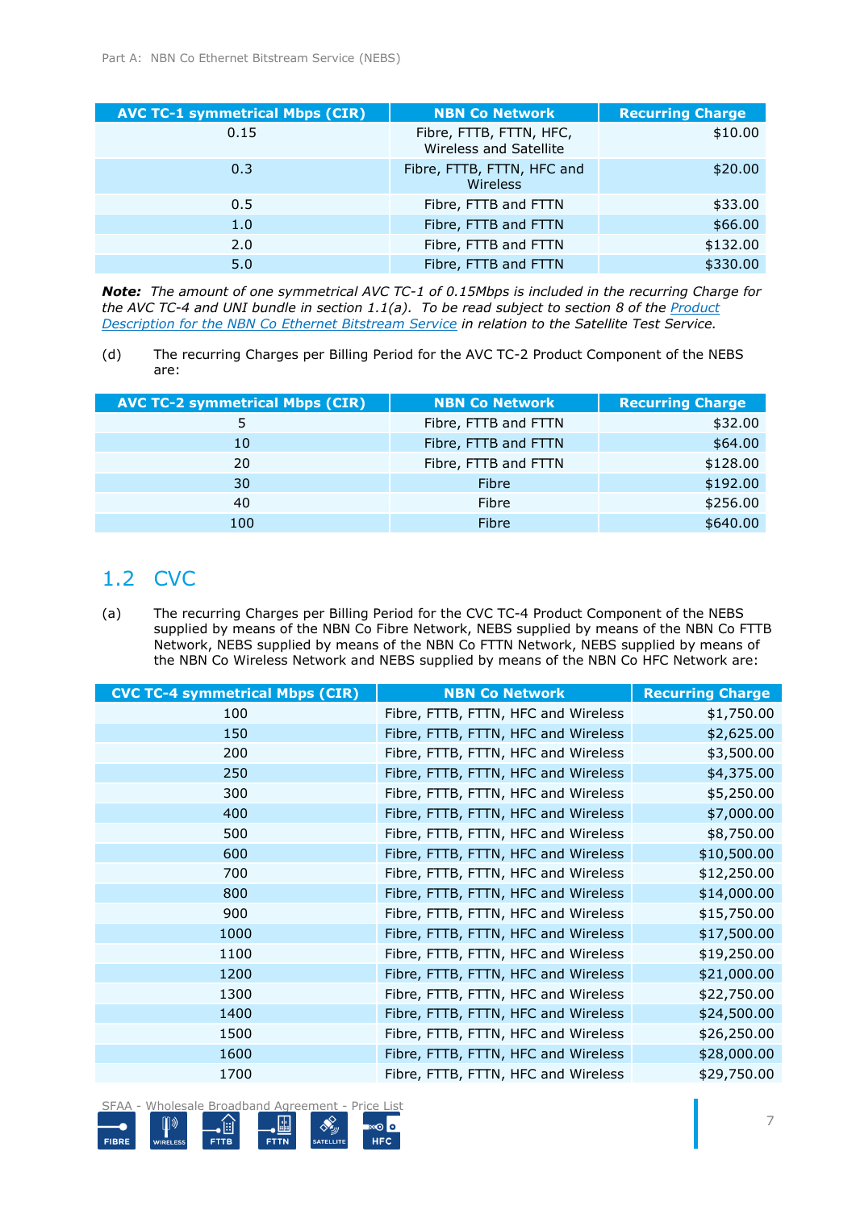| AVC TC-1 symmetrical Mbps (CIR) | NBN Co Network | Recurring Charge |
|---|---|---|
| 0.15 | Fibre, FTTB, FTTN, HFC, Wireless and Satellite | $10.00 |
| 0.3 | Fibre, FTTB, FTTN, HFC and Wireless | $20.00 |
| 0.5 | Fibre, FTTB and FTTN | $33.00 |
| 1.0 | Fibre, FTTB and FTTN | $66.00 |
| 2.0 | Fibre, FTTB and FTTN | $132.00 |
| 5.0 | Fibre, FTTB and FTTN | $330.00 |

***Note:*** *The amount of one symmetrical AVC TC-1 of 0.15Mbps is included in the recurring Charge for the AVC TC-4 and UNI bundle in section 1.1(a). To be read subject to section 8 of the Product Description for the NBN Co Ethernet Bitstream Service in relation to the Satellite Test Service.*

(d) The recurring Charges per Billing Period for the AVC TC-2 Product Component of the NEBS are:

| AVC TC-2 symmetrical Mbps (CIR) | NBN Co Network | Recurring Charge |
|---|---|---|
| 5 | Fibre, FTTB and FTTN | $32.00 |
| 10 | Fibre, FTTB and FTTN | $64.00 |
| 20 | Fibre, FTTB and FTTN | $128.00 |
| 30 | Fibre | $192.00 |
| 40 | Fibre | $256.00 |
| 100 | Fibre | $640.00 |

## 1.2 CVC

(a) The recurring Charges per Billing Period for the CVC TC-4 Product Component of the NEBS supplied by means of the NBN Co Fibre Network, NEBS supplied by means of the NBN Co FTTB Network, NEBS supplied by means of the NBN Co FTTN Network, NEBS supplied by means of the NBN Co Wireless Network and NEBS supplied by means of the NBN Co HFC Network are:

| CVC TC-4 symmetrical Mbps (CIR) | NBN Co Network | Recurring Charge |
|---|---|---|
| 100 | Fibre, FTTB, FTTN, HFC and Wireless | $1,750.00 |
| 150 | Fibre, FTTB, FTTN, HFC and Wireless | $2,625.00 |
| 200 | Fibre, FTTB, FTTN, HFC and Wireless | $3,500.00 |
| 250 | Fibre, FTTB, FTTN, HFC and Wireless | $4,375.00 |
| 300 | Fibre, FTTB, FTTN, HFC and Wireless | $5,250.00 |
| 400 | Fibre, FTTB, FTTN, HFC and Wireless | $7,000.00 |
| 500 | Fibre, FTTB, FTTN, HFC and Wireless | $8,750.00 |
| 600 | Fibre, FTTB, FTTN, HFC and Wireless | $10,500.00 |
| 700 | Fibre, FTTB, FTTN, HFC and Wireless | $12,250.00 |
| 800 | Fibre, FTTB, FTTN, HFC and Wireless | $14,000.00 |
| 900 | Fibre, FTTB, FTTN, HFC and Wireless | $15,750.00 |
| 1000 | Fibre, FTTB, FTTN, HFC and Wireless | $17,500.00 |
| 1100 | Fibre, FTTB, FTTN, HFC and Wireless | $19,250.00 |
| 1200 | Fibre, FTTB, FTTN, HFC and Wireless | $21,000.00 |
| 1300 | Fibre, FTTB, FTTN, HFC and Wireless | $22,750.00 |
| 1400 | Fibre, FTTB, FTTN, HFC and Wireless | $24,500.00 |
| 1500 | Fibre, FTTB, FTTN, HFC and Wireless | $26,250.00 |
| 1600 | Fibre, FTTB, FTTN, HFC and Wireless | $28,000.00 |
| 1700 | Fibre, FTTB, FTTN, HFC and Wireless | $29,750.00 |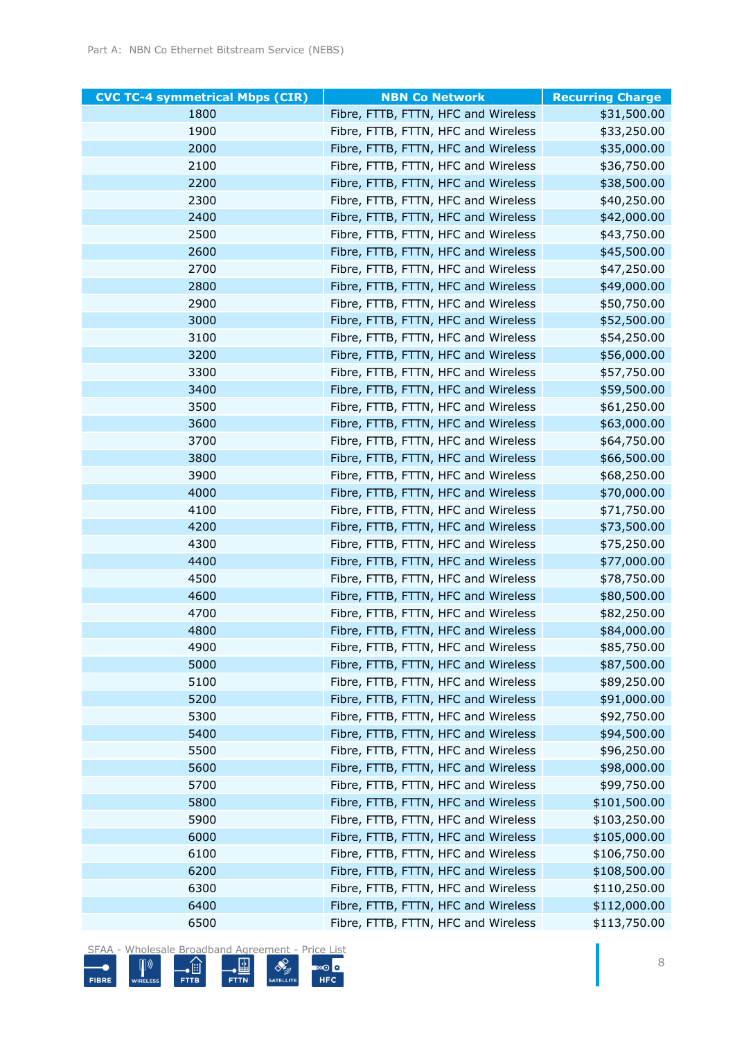| CVC TC-4 symmetrical Mbps (CIR) | NBN Co Network | Recurring Charge |
|---|---|---|
| 1800 | Fibre, FTTB, FTTN, HFC and Wireless | $31,500.00 |
| 1900 | Fibre, FTTB, FTTN, HFC and Wireless | $33,250.00 |
| 2000 | Fibre, FTTB, FTTN, HFC and Wireless | $35,000.00 |
| 2100 | Fibre, FTTB, FTTN, HFC and Wireless | $36,750.00 |
| 2200 | Fibre, FTTB, FTTN, HFC and Wireless | $38,500.00 |
| 2300 | Fibre, FTTB, FTTN, HFC and Wireless | $40,250.00 |
| 2400 | Fibre, FTTB, FTTN, HFC and Wireless | $42,000.00 |
| 2500 | Fibre, FTTB, FTTN, HFC and Wireless | $43,750.00 |
| 2600 | Fibre, FTTB, FTTN, HFC and Wireless | $45,500.00 |
| 2700 | Fibre, FTTB, FTTN, HFC and Wireless | $47,250.00 |
| 2800 | Fibre, FTTB, FTTN, HFC and Wireless | $49,000.00 |
| 2900 | Fibre, FTTB, FTTN, HFC and Wireless | $50,750.00 |
| 3000 | Fibre, FTTB, FTTN, HFC and Wireless | $52,500.00 |
| 3100 | Fibre, FTTB, FTTN, HFC and Wireless | $54,250.00 |
| 3200 | Fibre, FTTB, FTTN, HFC and Wireless | $56,000.00 |
| 3300 | Fibre, FTTB, FTTN, HFC and Wireless | $57,750.00 |
| 3400 | Fibre, FTTB, FTTN, HFC and Wireless | $59,500.00 |
| 3500 | Fibre, FTTB, FTTN, HFC and Wireless | $61,250.00 |
| 3600 | Fibre, FTTB, FTTN, HFC and Wireless | $63,000.00 |
| 3700 | Fibre, FTTB, FTTN, HFC and Wireless | $64,750.00 |
| 3800 | Fibre, FTTB, FTTN, HFC and Wireless | $66,500.00 |
| 3900 | Fibre, FTTB, FTTN, HFC and Wireless | $68,250.00 |
| 4000 | Fibre, FTTB, FTTN, HFC and Wireless | $70,000.00 |
| 4100 | Fibre, FTTB, FTTN, HFC and Wireless | $71,750.00 |
| 4200 | Fibre, FTTB, FTTN, HFC and Wireless | $73,500.00 |
| 4300 | Fibre, FTTB, FTTN, HFC and Wireless | $75,250.00 |
| 4400 | Fibre, FTTB, FTTN, HFC and Wireless | $77,000.00 |
| 4500 | Fibre, FTTB, FTTN, HFC and Wireless | $78,750.00 |
| 4600 | Fibre, FTTB, FTTN, HFC and Wireless | $80,500.00 |
| 4700 | Fibre, FTTB, FTTN, HFC and Wireless | $82,250.00 |
| 4800 | Fibre, FTTB, FTTN, HFC and Wireless | $84,000.00 |
| 4900 | Fibre, FTTB, FTTN, HFC and Wireless | $85,750.00 |
| 5000 | Fibre, FTTB, FTTN, HFC and Wireless | $87,500.00 |
| 5100 | Fibre, FTTB, FTTN, HFC and Wireless | $89,250.00 |
| 5200 | Fibre, FTTB, FTTN, HFC and Wireless | $91,000.00 |
| 5300 | Fibre, FTTB, FTTN, HFC and Wireless | $92,750.00 |
| 5400 | Fibre, FTTB, FTTN, HFC and Wireless | $94,500.00 |
| 5500 | Fibre, FTTB, FTTN, HFC and Wireless | $96,250.00 |
| 5600 | Fibre, FTTB, FTTN, HFC and Wireless | $98,000.00 |
| 5700 | Fibre, FTTB, FTTN, HFC and Wireless | $99,750.00 |
| 5800 | Fibre, FTTB, FTTN, HFC and Wireless | $101,500.00 |
| 5900 | Fibre, FTTB, FTTN, HFC and Wireless | $103,250.00 |
| 6000 | Fibre, FTTB, FTTN, HFC and Wireless | $105,000.00 |
| 6100 | Fibre, FTTB, FTTN, HFC and Wireless | $106,750.00 |
| 6200 | Fibre, FTTB, FTTN, HFC and Wireless | $108,500.00 |
| 6300 | Fibre, FTTB, FTTN, HFC and Wireless | $110,250.00 |
| 6400 | Fibre, FTTB, FTTN, HFC and Wireless | $112,000.00 |
| 6500 | Fibre, FTTB, FTTN, HFC and Wireless | $113,750.00 |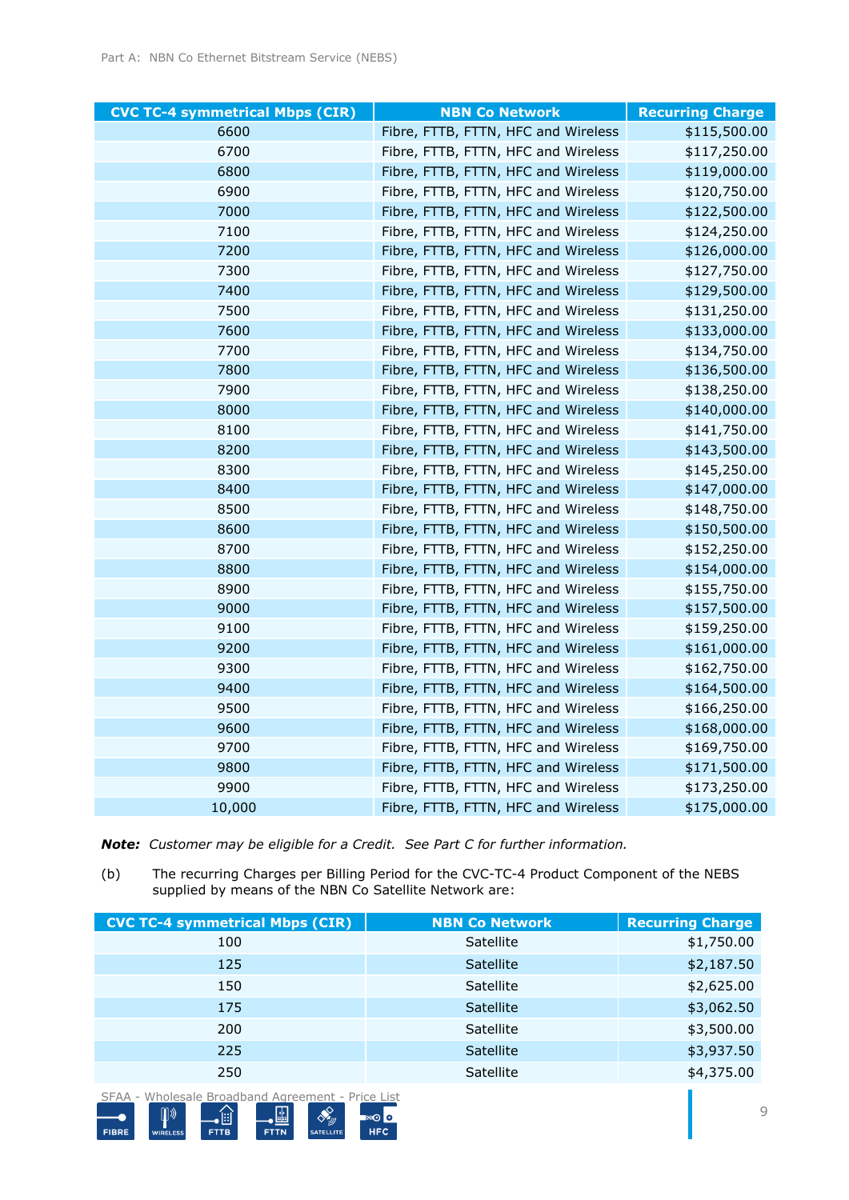| CVC TC-4 symmetrical Mbps (CIR) | NBN Co Network | Recurring Charge |
|---|---|---|
| 6600 | Fibre, FTTB, FTTN, HFC and Wireless | $115,500.00 |
| 6700 | Fibre, FTTB, FTTN, HFC and Wireless | $117,250.00 |
| 6800 | Fibre, FTTB, FTTN, HFC and Wireless | $119,000.00 |
| 6900 | Fibre, FTTB, FTTN, HFC and Wireless | $120,750.00 |
| 7000 | Fibre, FTTB, FTTN, HFC and Wireless | $122,500.00 |
| 7100 | Fibre, FTTB, FTTN, HFC and Wireless | $124,250.00 |
| 7200 | Fibre, FTTB, FTTN, HFC and Wireless | $126,000.00 |
| 7300 | Fibre, FTTB, FTTN, HFC and Wireless | $127,750.00 |
| 7400 | Fibre, FTTB, FTTN, HFC and Wireless | $129,500.00 |
| 7500 | Fibre, FTTB, FTTN, HFC and Wireless | $131,250.00 |
| 7600 | Fibre, FTTB, FTTN, HFC and Wireless | $133,000.00 |
| 7700 | Fibre, FTTB, FTTN, HFC and Wireless | $134,750.00 |
| 7800 | Fibre, FTTB, FTTN, HFC and Wireless | $136,500.00 |
| 7900 | Fibre, FTTB, FTTN, HFC and Wireless | $138,250.00 |
| 8000 | Fibre, FTTB, FTTN, HFC and Wireless | $140,000.00 |
| 8100 | Fibre, FTTB, FTTN, HFC and Wireless | $141,750.00 |
| 8200 | Fibre, FTTB, FTTN, HFC and Wireless | $143,500.00 |
| 8300 | Fibre, FTTB, FTTN, HFC and Wireless | $145,250.00 |
| 8400 | Fibre, FTTB, FTTN, HFC and Wireless | $147,000.00 |
| 8500 | Fibre, FTTB, FTTN, HFC and Wireless | $148,750.00 |
| 8600 | Fibre, FTTB, FTTN, HFC and Wireless | $150,500.00 |
| 8700 | Fibre, FTTB, FTTN, HFC and Wireless | $152,250.00 |
| 8800 | Fibre, FTTB, FTTN, HFC and Wireless | $154,000.00 |
| 8900 | Fibre, FTTB, FTTN, HFC and Wireless | $155,750.00 |
| 9000 | Fibre, FTTB, FTTN, HFC and Wireless | $157,500.00 |
| 9100 | Fibre, FTTB, FTTN, HFC and Wireless | $159,250.00 |
| 9200 | Fibre, FTTB, FTTN, HFC and Wireless | $161,000.00 |
| 9300 | Fibre, FTTB, FTTN, HFC and Wireless | $162,750.00 |
| 9400 | Fibre, FTTB, FTTN, HFC and Wireless | $164,500.00 |
| 9500 | Fibre, FTTB, FTTN, HFC and Wireless | $166,250.00 |
| 9600 | Fibre, FTTB, FTTN, HFC and Wireless | $168,000.00 |
| 9700 | Fibre, FTTB, FTTN, HFC and Wireless | $169,750.00 |
| 9800 | Fibre, FTTB, FTTN, HFC and Wireless | $171,500.00 |
| 9900 | Fibre, FTTB, FTTN, HFC and Wireless | $173,250.00 |
| 10,000 | Fibre, FTTB, FTTN, HFC and Wireless | $175,000.00 |

***Note:*** *Customer may be eligible for a Credit. See Part C for further information.*

(b) The recurring Charges per Billing Period for the CVC-TC-4 Product Component of the NEBS supplied by means of the NBN Co Satellite Network are:

| CVC TC-4 symmetrical Mbps (CIR) | NBN Co Network | Recurring Charge |
|---|---|---|
| 100 | Satellite | $1,750.00 |
| 125 | Satellite | $2,187.50 |
| 150 | Satellite | $2,625.00 |
| 175 | Satellite | $3,062.50 |
| 200 | Satellite | $3,500.00 |
| 225 | Satellite | $3,937.50 |
| 250 | Satellite | $4,375.00 |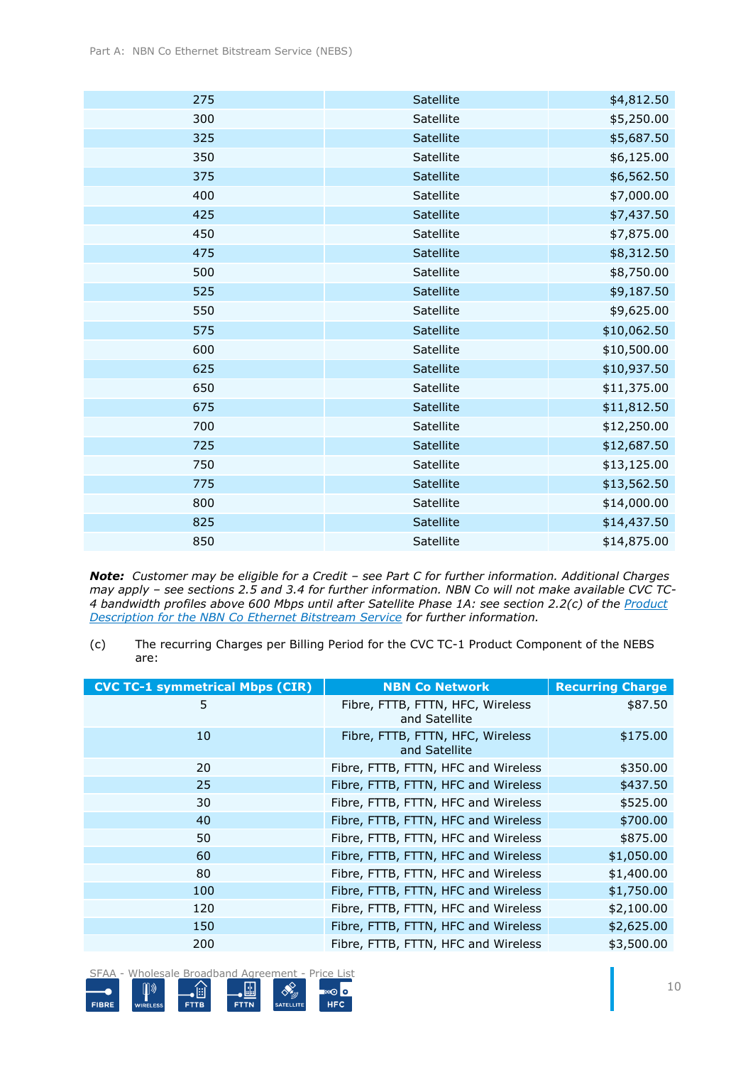| | | |
|---|---|---|
| 275 | Satellite | $4,812.50 |
| 300 | Satellite | $5,250.00 |
| 325 | Satellite | $5,687.50 |
| 350 | Satellite | $6,125.00 |
| 375 | Satellite | $6,562.50 |
| 400 | Satellite | $7,000.00 |
| 425 | Satellite | $7,437.50 |
| 450 | Satellite | $7,875.00 |
| 475 | Satellite | $8,312.50 |
| 500 | Satellite | $8,750.00 |
| 525 | Satellite | $9,187.50 |
| 550 | Satellite | $9,625.00 |
| 575 | Satellite | $10,062.50 |
| 600 | Satellite | $10,500.00 |
| 625 | Satellite | $10,937.50 |
| 650 | Satellite | $11,375.00 |
| 675 | Satellite | $11,812.50 |
| 700 | Satellite | $12,250.00 |
| 725 | Satellite | $12,687.50 |
| 750 | Satellite | $13,125.00 |
| 775 | Satellite | $13,562.50 |
| 800 | Satellite | $14,000.00 |
| 825 | Satellite | $14,437.50 |
| 850 | Satellite | $14,875.00 |

***Note:*** *Customer may be eligible for a Credit – see Part C for further information. Additional Charges may apply – see sections 2.5 and 3.4 for further information. NBN Co will not make available CVC TC-4 bandwidth profiles above 600 Mbps until after Satellite Phase 1A: see section 2.2(c) of the Product Description for the NBN Co Ethernet Bitstream Service for further information.*

(c) The recurring Charges per Billing Period for the CVC TC-1 Product Component of the NEBS are:

| CVC TC-1 symmetrical Mbps (CIR) | NBN Co Network | Recurring Charge |
|---|---|---|
| 5 | Fibre, FTTB, FTTN, HFC, Wireless and Satellite | $87.50 |
| 10 | Fibre, FTTB, FTTN, HFC, Wireless and Satellite | $175.00 |
| 20 | Fibre, FTTB, FTTN, HFC and Wireless | $350.00 |
| 25 | Fibre, FTTB, FTTN, HFC and Wireless | $437.50 |
| 30 | Fibre, FTTB, FTTN, HFC and Wireless | $525.00 |
| 40 | Fibre, FTTB, FTTN, HFC and Wireless | $700.00 |
| 50 | Fibre, FTTB, FTTN, HFC and Wireless | $875.00 |
| 60 | Fibre, FTTB, FTTN, HFC and Wireless | $1,050.00 |
| 80 | Fibre, FTTB, FTTN, HFC and Wireless | $1,400.00 |
| 100 | Fibre, FTTB, FTTN, HFC and Wireless | $1,750.00 |
| 120 | Fibre, FTTB, FTTN, HFC and Wireless | $2,100.00 |
| 150 | Fibre, FTTB, FTTN, HFC and Wireless | $2,625.00 |
| 200 | Fibre, FTTB, FTTN, HFC and Wireless | $3,500.00 |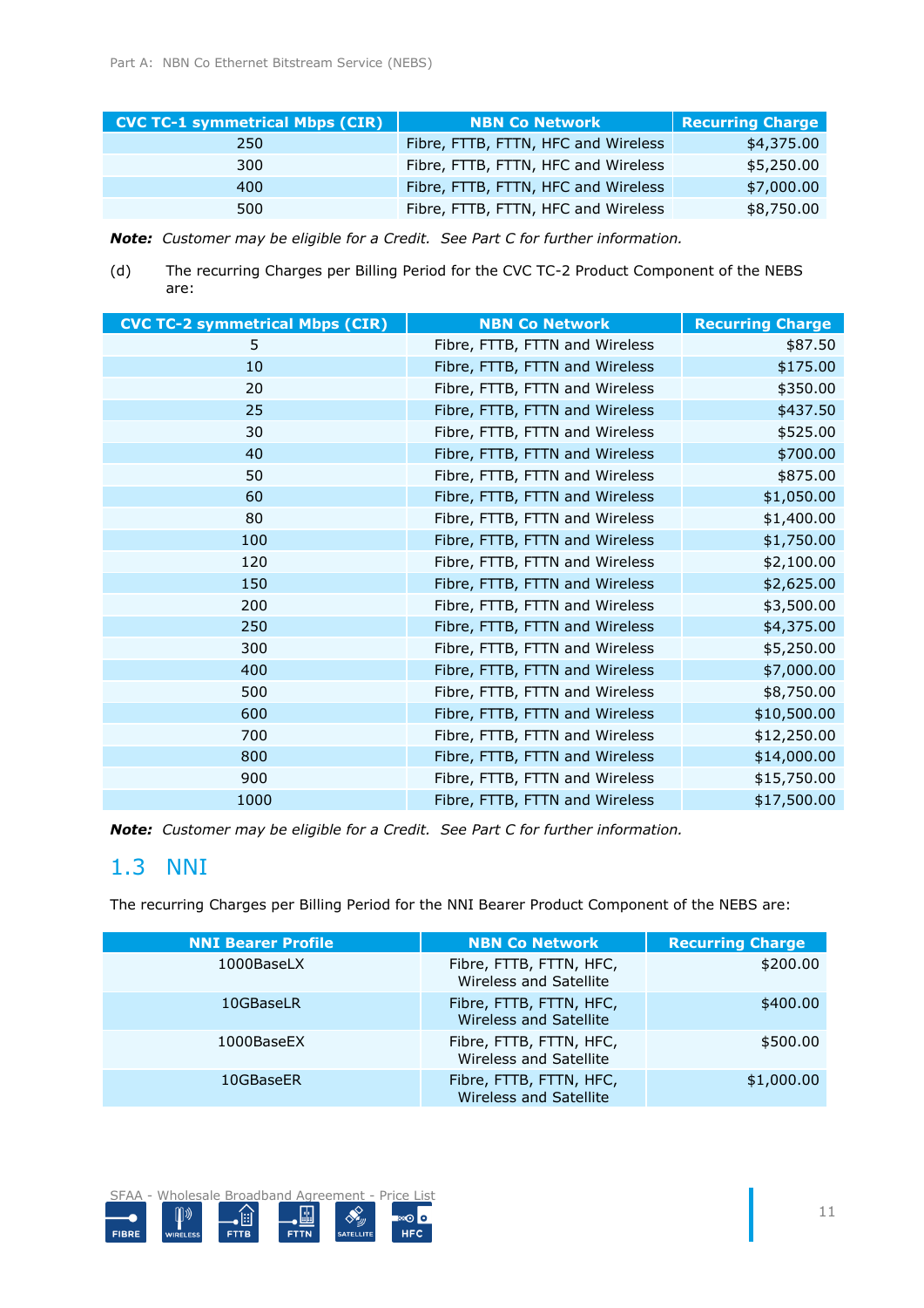| CVC TC-1 symmetrical Mbps (CIR) | NBN Co Network | Recurring Charge |
|---|---|---|
| 250 | Fibre, FTTB, FTTN, HFC and Wireless | $4,375.00 |
| 300 | Fibre, FTTB, FTTN, HFC and Wireless | $5,250.00 |
| 400 | Fibre, FTTB, FTTN, HFC and Wireless | $7,000.00 |
| 500 | Fibre, FTTB, FTTN, HFC and Wireless | $8,750.00 |

***Note:*** *Customer may be eligible for a Credit. See Part C for further information.*

(d) The recurring Charges per Billing Period for the CVC TC-2 Product Component of the NEBS are:

| CVC TC-2 symmetrical Mbps (CIR) | NBN Co Network | Recurring Charge |
|---|---|---|
| 5 | Fibre, FTTB, FTTN and Wireless | $87.50 |
| 10 | Fibre, FTTB, FTTN and Wireless | $175.00 |
| 20 | Fibre, FTTB, FTTN and Wireless | $350.00 |
| 25 | Fibre, FTTB, FTTN and Wireless | $437.50 |
| 30 | Fibre, FTTB, FTTN and Wireless | $525.00 |
| 40 | Fibre, FTTB, FTTN and Wireless | $700.00 |
| 50 | Fibre, FTTB, FTTN and Wireless | $875.00 |
| 60 | Fibre, FTTB, FTTN and Wireless | $1,050.00 |
| 80 | Fibre, FTTB, FTTN and Wireless | $1,400.00 |
| 100 | Fibre, FTTB, FTTN and Wireless | $1,750.00 |
| 120 | Fibre, FTTB, FTTN and Wireless | $2,100.00 |
| 150 | Fibre, FTTB, FTTN and Wireless | $2,625.00 |
| 200 | Fibre, FTTB, FTTN and Wireless | $3,500.00 |
| 250 | Fibre, FTTB, FTTN and Wireless | $4,375.00 |
| 300 | Fibre, FTTB, FTTN and Wireless | $5,250.00 |
| 400 | Fibre, FTTB, FTTN and Wireless | $7,000.00 |
| 500 | Fibre, FTTB, FTTN and Wireless | $8,750.00 |
| 600 | Fibre, FTTB, FTTN and Wireless | $10,500.00 |
| 700 | Fibre, FTTB, FTTN and Wireless | $12,250.00 |
| 800 | Fibre, FTTB, FTTN and Wireless | $14,000.00 |
| 900 | Fibre, FTTB, FTTN and Wireless | $15,750.00 |
| 1000 | Fibre, FTTB, FTTN and Wireless | $17,500.00 |

***Note:*** *Customer may be eligible for a Credit. See Part C for further information.*

## 1.3 NNI

The recurring Charges per Billing Period for the NNI Bearer Product Component of the NEBS are:

| NNI Bearer Profile | NBN Co Network | Recurring Charge |
|---|---|---|
| 1000BaseLX | Fibre, FTTB, FTTN, HFC, Wireless and Satellite | $200.00 |
| 10GBaseLR | Fibre, FTTB, FTTN, HFC, Wireless and Satellite | $400.00 |
| 1000BaseEX | Fibre, FTTB, FTTN, HFC, Wireless and Satellite | $500.00 |
| 10GBaseER | Fibre, FTTB, FTTN, HFC, Wireless and Satellite | $1,000.00 |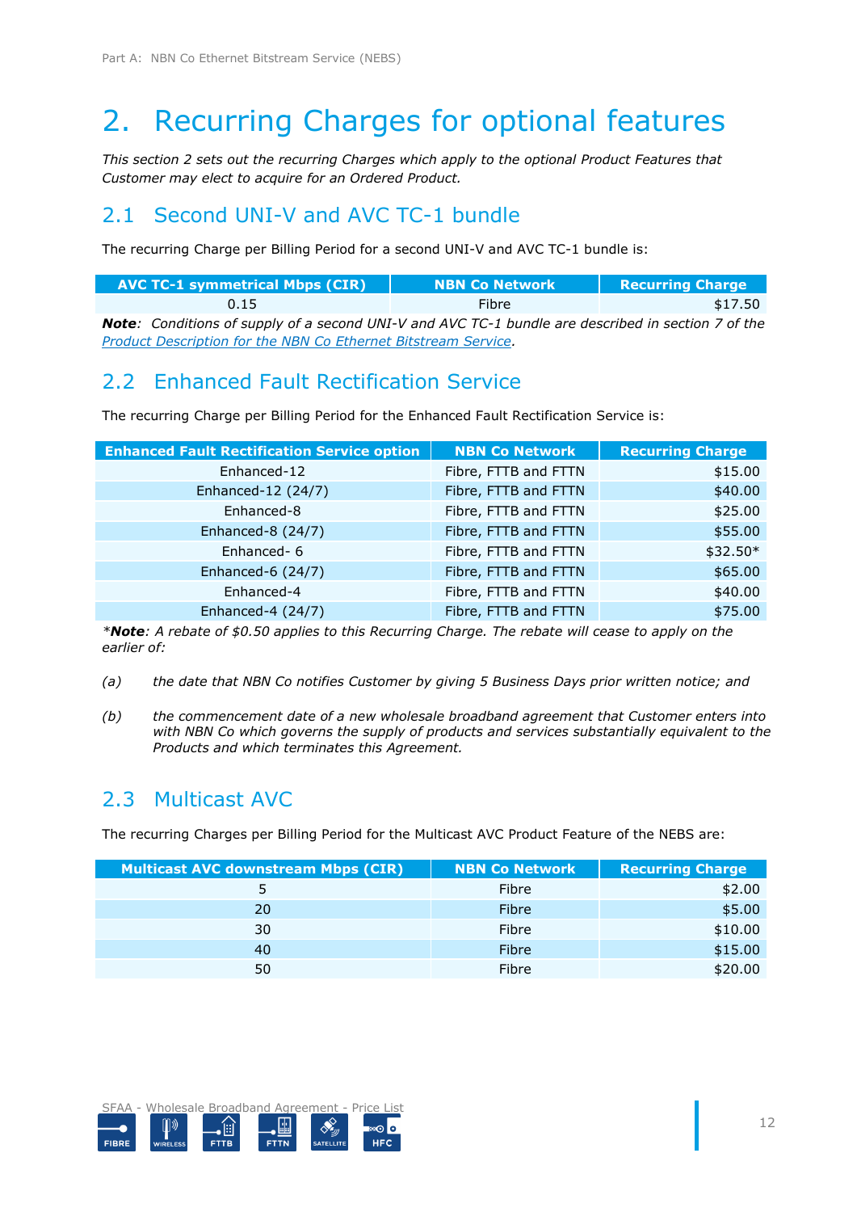# 2. Recurring Charges for optional features

*This section 2 sets out the recurring Charges which apply to the optional Product Features that Customer may elect to acquire for an Ordered Product.*

## 2.1 Second UNI-V and AVC TC-1 bundle

The recurring Charge per Billing Period for a second UNI-V and AVC TC-1 bundle is:

| AVC TC-1 symmetrical Mbps (CIR) | NBN Co Network | Recurring Charge |
|---|---|---|
| 0.15 | Fibre | $17.50 |

***Note**: Conditions of supply of a second UNI-V and AVC TC-1 bundle are described in section 7 of the Product Description for the NBN Co Ethernet Bitstream Service.*

## 2.2 Enhanced Fault Rectification Service

The recurring Charge per Billing Period for the Enhanced Fault Rectification Service is:

| Enhanced Fault Rectification Service option | NBN Co Network | Recurring Charge |
|---|---|---|
| Enhanced-12 | Fibre, FTTB and FTTN | $15.00 |
| Enhanced-12 (24/7) | Fibre, FTTB and FTTN | $40.00 |
| Enhanced-8 | Fibre, FTTB and FTTN | $25.00 |
| Enhanced-8 (24/7) | Fibre, FTTB and FTTN | $55.00 |
| Enhanced- 6 | Fibre, FTTB and FTTN | $32.50* |
| Enhanced-6 (24/7) | Fibre, FTTB and FTTN | $65.00 |
| Enhanced-4 | Fibre, FTTB and FTTN | $40.00 |
| Enhanced-4 (24/7) | Fibre, FTTB and FTTN | $75.00 |

**Note**: A rebate of $0.50 applies to this Recurring Charge. The rebate will cease to apply on the earlier of:*

*(a) the date that NBN Co notifies Customer by giving 5 Business Days prior written notice; and*

*(b) the commencement date of a new wholesale broadband agreement that Customer enters into with NBN Co which governs the supply of products and services substantially equivalent to the Products and which terminates this Agreement.*

## 2.3 Multicast AVC

The recurring Charges per Billing Period for the Multicast AVC Product Feature of the NEBS are:

| Multicast AVC downstream Mbps (CIR) | NBN Co Network | Recurring Charge |
|---|---|---|
| 5 | Fibre | $2.00 |
| 20 | Fibre | $5.00 |
| 30 | Fibre | $10.00 |
| 40 | Fibre | $15.00 |
| 50 | Fibre | $20.00 |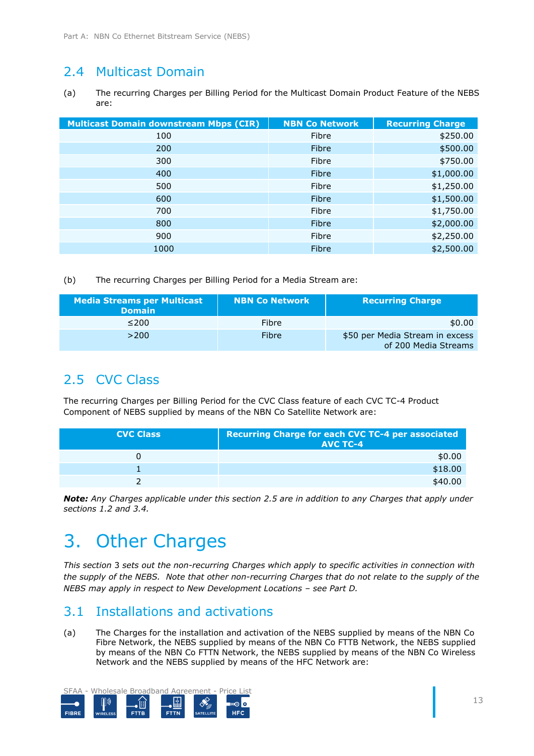## 2.4 Multicast Domain

(a) The recurring Charges per Billing Period for the Multicast Domain Product Feature of the NEBS are:

| Multicast Domain downstream Mbps (CIR) | NBN Co Network | Recurring Charge |
|---|---|---|
| 100 | Fibre | $250.00 |
| 200 | Fibre | $500.00 |
| 300 | Fibre | $750.00 |
| 400 | Fibre | $1,000.00 |
| 500 | Fibre | $1,250.00 |
| 600 | Fibre | $1,500.00 |
| 700 | Fibre | $1,750.00 |
| 800 | Fibre | $2,000.00 |
| 900 | Fibre | $2,250.00 |
| 1000 | Fibre | $2,500.00 |

(b) The recurring Charges per Billing Period for a Media Stream are:

| Media Streams per Multicast Domain | NBN Co Network | Recurring Charge |
|---|---|---|
| ≤200 | Fibre | $0.00 |
| >200 | Fibre | $50 per Media Stream in excess of 200 Media Streams |

## 2.5 CVC Class

The recurring Charges per Billing Period for the CVC Class feature of each CVC TC-4 Product Component of NEBS supplied by means of the NBN Co Satellite Network are:

| CVC Class | Recurring Charge for each CVC TC-4 per associated AVC TC-4 |
|---|---|
| 0 | $0.00 |
| 1 | $18.00 |
| 2 | $40.00 |

***Note:*** *Any Charges applicable under this section 2.5 are in addition to any Charges that apply under sections 1.2 and 3.4.*

# 3. Other Charges

*This section 3 sets out the non-recurring Charges which apply to specific activities in connection with the supply of the NEBS. Note that other non-recurring Charges that do not relate to the supply of the NEBS may apply in respect to New Development Locations – see Part D.*

## 3.1 Installations and activations

(a) The Charges for the installation and activation of the NEBS supplied by means of the NBN Co Fibre Network, the NEBS supplied by means of the NBN Co FTTB Network, the NEBS supplied by means of the NBN Co FTTN Network, the NEBS supplied by means of the NBN Co Wireless Network and the NEBS supplied by means of the HFC Network are: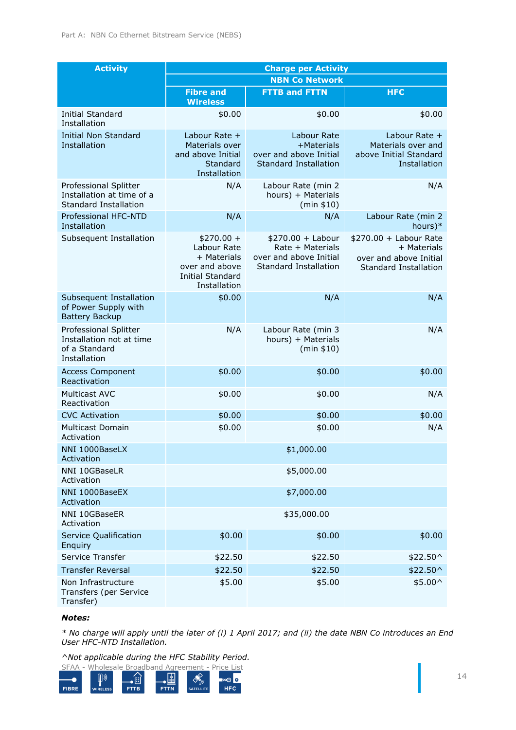| Activity | Charge per Activity | | |
|---|---|---|---|
| | NBN Co Network | | |
| | Fibre and Wireless | FTTB and FTTN | HFC |
| Initial Standard Installation | $0.00 | $0.00 | $0.00 |
| Initial Non Standard Installation | Labour Rate + Materials over and above Initial Standard Installation | Labour Rate +Materials over and above Initial Standard Installation | Labour Rate + Materials over and above Initial Standard Installation |
| Professional Splitter Installation at time of a Standard Installation | N/A | Labour Rate (min 2 hours) + Materials (min $10) | N/A |
| Professional HFC-NTD Installation | N/A | N/A | Labour Rate (min 2 hours)* |
| Subsequent Installation | $270.00 + Labour Rate + Materials over and above Initial Standard Installation | $270.00 + Labour Rate + Materials over and above Initial Standard Installation | $270.00 + Labour Rate + Materials over and above Initial Standard Installation |
| Subsequent Installation of Power Supply with Battery Backup | $0.00 | N/A | N/A |
| Professional Splitter Installation not at time of a Standard Installation | N/A | Labour Rate (min 3 hours) + Materials (min $10) | N/A |
| Access Component Reactivation | $0.00 | $0.00 | $0.00 |
| Multicast AVC Reactivation | $0.00 | $0.00 | N/A |
| CVC Activation | $0.00 | $0.00 | $0.00 |
| Multicast Domain Activation | $0.00 | $0.00 | N/A |
| NNI 1000BaseLX Activation | $1,000.00 | | |
| NNI 10GBaseLR Activation | $5,000.00 | | |
| NNI 1000BaseEX Activation | $7,000.00 | | |
| NNI 10GBaseER Activation | $35,000.00 | | |
| Service Qualification Enquiry | $0.00 | $0.00 | $0.00 |
| Service Transfer | $22.50 | $22.50 | $22.50^ |
| Transfer Reversal | $22.50 | $22.50 | $22.50^ |
| Non Infrastructure Transfers (per Service Transfer) | $5.00 | $5.00 | $5.00^ |

***Notes:***

*\* No charge will apply until the later of (i) 1 April 2017; and (ii) the date NBN Co introduces an End User HFC-NTD Installation.*

*^Not applicable during the HFC Stability Period.*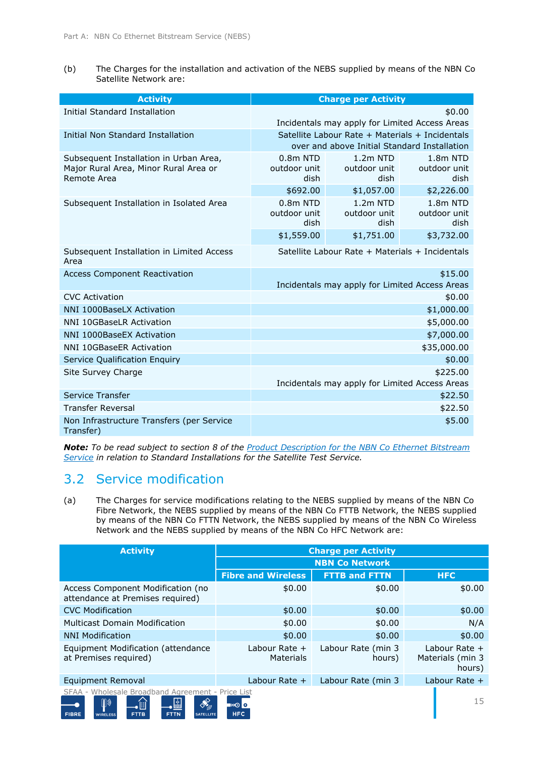(b) The Charges for the installation and activation of the NEBS supplied by means of the NBN Co Satellite Network are:

| Activity | Charge per Activity | | |
|---|---|---|---|
| Initial Standard Installation | $0.00<br>Incidentals may apply for Limited Access Areas | | |
| Initial Non Standard Installation | Satellite Labour Rate + Materials + Incidentals over and above Initial Standard Installation | | |
| Subsequent Installation in Urban Area, Major Rural Area, Minor Rural Area or Remote Area | 0.8m NTD outdoor unit dish | 1.2m NTD outdoor unit dish | 1.8m NTD outdoor unit dish |
| | $692.00 | $1,057.00 | $2,226.00 |
| Subsequent Installation in Isolated Area | 0.8m NTD outdoor unit dish | 1.2m NTD outdoor unit dish | 1.8m NTD outdoor unit dish |
| | $1,559.00 | $1,751.00 | $3,732.00 |
| Subsequent Installation in Limited Access Area | Satellite Labour Rate + Materials + Incidentals | | |
| Access Component Reactivation | $15.00<br>Incidentals may apply for Limited Access Areas | | |
| CVC Activation | $0.00 | | |
| NNI 1000BaseLX Activation | $1,000.00 | | |
| NNI 10GBaseLR Activation | $5,000.00 | | |
| NNI 1000BaseEX Activation | $7,000.00 | | |
| NNI 10GBaseER Activation | $35,000.00 | | |
| Service Qualification Enquiry | $0.00 | | |
| Site Survey Charge | $225.00<br>Incidentals may apply for Limited Access Areas | | |
| Service Transfer | $22.50 | | |
| Transfer Reversal | $22.50 | | |
| Non Infrastructure Transfers (per Service Transfer) | $5.00 | | |

***Note:*** *To be read subject to section 8 of the Product Description for the NBN Co Ethernet Bitstream Service in relation to Standard Installations for the Satellite Test Service.*

## 3.2 Service modification

(a) The Charges for service modifications relating to the NEBS supplied by means of the NBN Co Fibre Network, the NEBS supplied by means of the NBN Co FTTB Network, the NEBS supplied by means of the NBN Co FTTN Network, the NEBS supplied by means of the NBN Co Wireless Network and the NEBS supplied by means of the NBN Co HFC Network are:

| Activity | Charge per Activity | | |
|---|---|---|---|
| | NBN Co Network | | |
| | Fibre and Wireless | FTTB and FTTN | HFC |
| Access Component Modification (no attendance at Premises required) | $0.00 | $0.00 | $0.00 |
| CVC Modification | $0.00 | $0.00 | $0.00 |
| Multicast Domain Modification | $0.00 | $0.00 | N/A |
| NNI Modification | $0.00 | $0.00 | $0.00 |
| Equipment Modification (attendance at Premises required) | Labour Rate + Materials | Labour Rate (min 3 hours) | Labour Rate + Materials (min 3 hours) |
| Equipment Removal | Labour Rate + | Labour Rate (min 3 | Labour Rate + |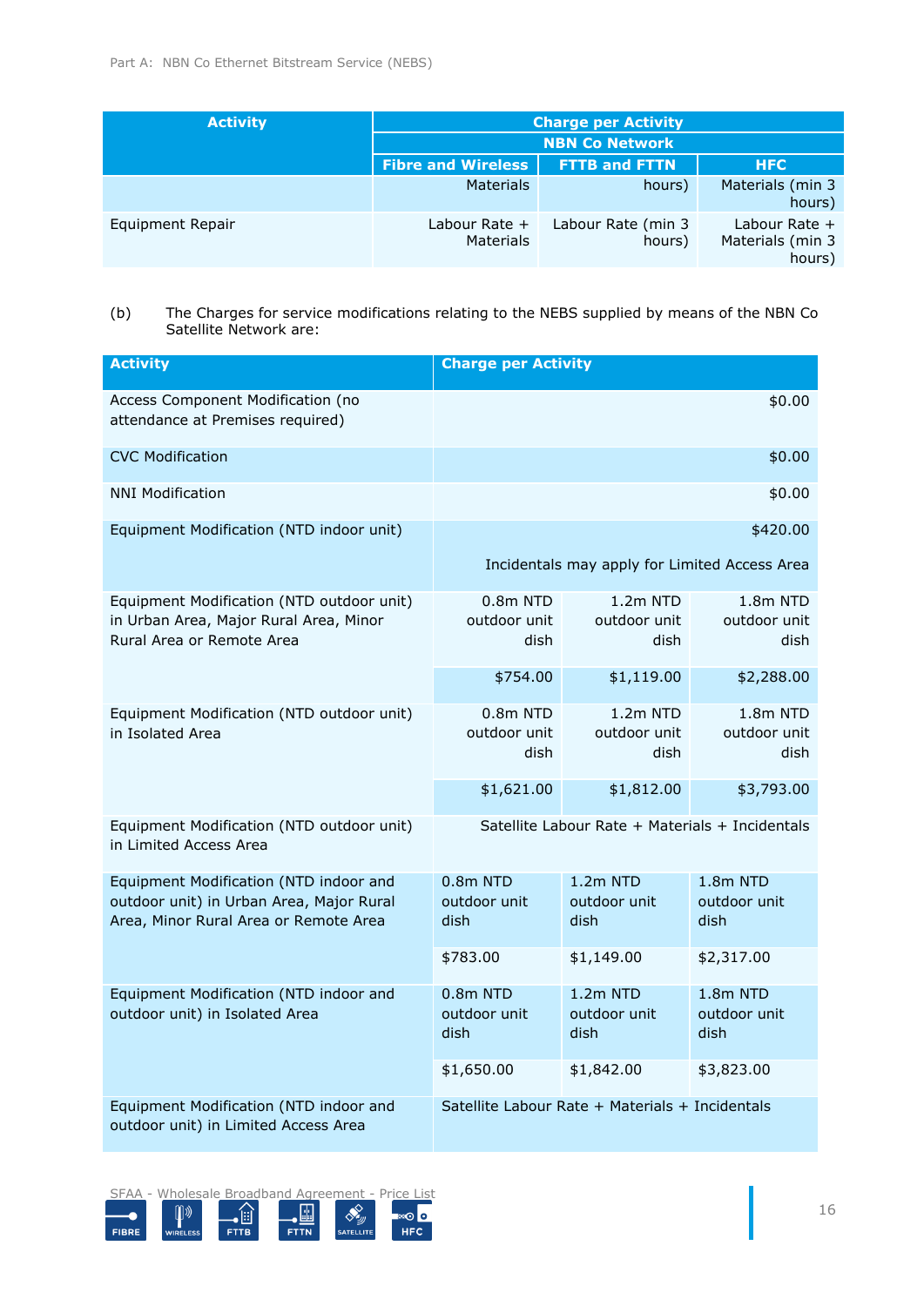| Activity | Charge per Activity | | |
|---|---|---|---|
| | NBN Co Network | | |
| | Fibre and Wireless | FTTB and FTTN | HFC |
| | Materials | hours) | Materials (min 3 hours) |
| Equipment Repair | Labour Rate + Materials | Labour Rate (min 3 hours) | Labour Rate + Materials (min 3 hours) |

(b) The Charges for service modifications relating to the NEBS supplied by means of the NBN Co Satellite Network are:

| Activity | Charge per Activity | | |
|---|---|---|---|
| Access Component Modification (no attendance at Premises required) | $0.00 | | |
| CVC Modification | $0.00 | | |
| NNI Modification | $0.00 | | |
| Equipment Modification (NTD indoor unit) | $420.00<br>Incidentals may apply for Limited Access Area | | |
| Equipment Modification (NTD outdoor unit) in Urban Area, Major Rural Area, Minor Rural Area or Remote Area | 0.8m NTD outdoor unit dish | 1.2m NTD outdoor unit dish | 1.8m NTD outdoor unit dish |
| | $754.00 | $1,119.00 | $2,288.00 |
| Equipment Modification (NTD outdoor unit) in Isolated Area | 0.8m NTD outdoor unit dish | 1.2m NTD outdoor unit dish | 1.8m NTD outdoor unit dish |
| | $1,621.00 | $1,812.00 | $3,793.00 |
| Equipment Modification (NTD outdoor unit) in Limited Access Area | Satellite Labour Rate + Materials + Incidentals | | |
| Equipment Modification (NTD indoor and outdoor unit) in Urban Area, Major Rural Area, Minor Rural Area or Remote Area | 0.8m NTD outdoor unit dish | 1.2m NTD outdoor unit dish | 1.8m NTD outdoor unit dish |
| | $783.00 | $1,149.00 | $2,317.00 |
| Equipment Modification (NTD indoor and outdoor unit) in Isolated Area | 0.8m NTD outdoor unit dish | 1.2m NTD outdoor unit dish | 1.8m NTD outdoor unit dish |
| | $1,650.00 | $1,842.00 | $3,823.00 |
| Equipment Modification (NTD indoor and outdoor unit) in Limited Access Area | Satellite Labour Rate + Materials + Incidentals | | |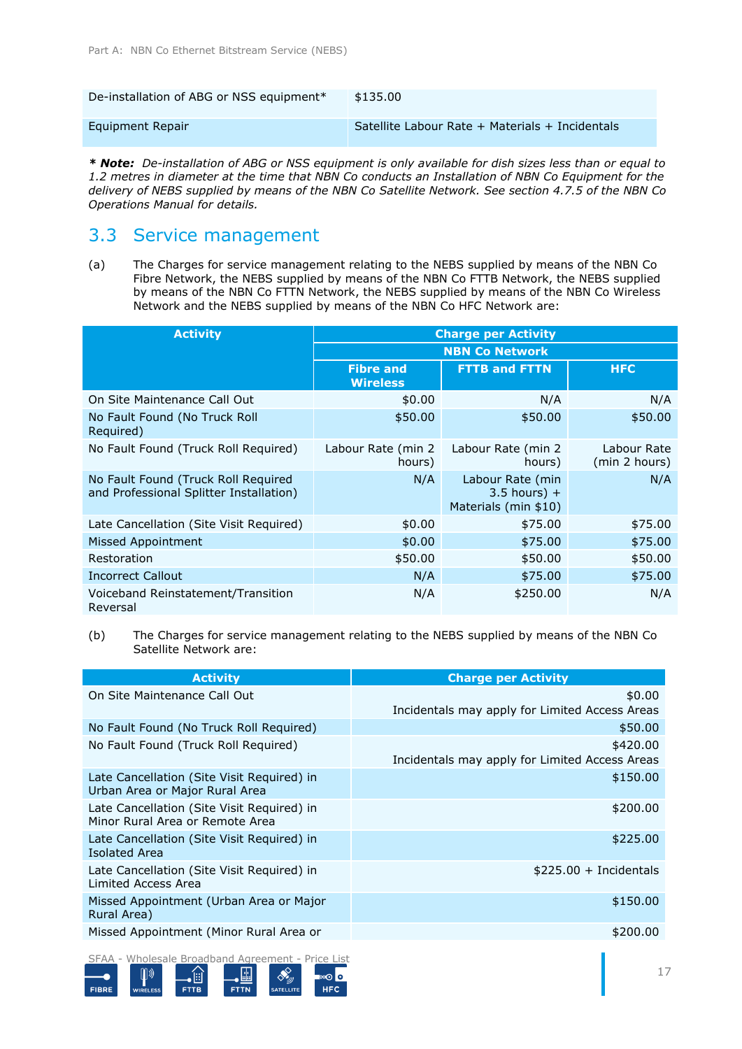| | |
|---|---|
| De-installation of ABG or NSS equipment* | $135.00 |
| Equipment Repair | Satellite Labour Rate + Materials + Incidentals |

***Note:** De-installation of ABG or NSS equipment is only available for dish sizes less than or equal to 1.2 metres in diameter at the time that NBN Co conducts an Installation of NBN Co Equipment for the delivery of NEBS supplied by means of the NBN Co Satellite Network. See section 4.7.5 of the NBN Co Operations Manual for details.*

## 3.3 Service management

(a) The Charges for service management relating to the NEBS supplied by means of the NBN Co Fibre Network, the NEBS supplied by means of the NBN Co FTTB Network, the NEBS supplied by means of the NBN Co FTTN Network, the NEBS supplied by means of the NBN Co Wireless Network and the NEBS supplied by means of the NBN Co HFC Network are:

| Activity | Charge per Activity | | |
|---|---|---|---|
| | NBN Co Network | | |
| | Fibre and Wireless | FTTB and FTTN | HFC |
| On Site Maintenance Call Out | $0.00 | N/A | N/A |
| No Fault Found (No Truck Roll Required) | $50.00 | $50.00 | $50.00 |
| No Fault Found (Truck Roll Required) | Labour Rate (min 2 hours) | Labour Rate (min 2 hours) | Labour Rate (min 2 hours) |
| No Fault Found (Truck Roll Required and Professional Splitter Installation) | N/A | Labour Rate (min 3.5 hours) + Materials (min $10) | N/A |
| Late Cancellation (Site Visit Required) | $0.00 | $75.00 | $75.00 |
| Missed Appointment | $0.00 | $75.00 | $75.00 |
| Restoration | $50.00 | $50.00 | $50.00 |
| Incorrect Callout | N/A | $75.00 | $75.00 |
| Voiceband Reinstatement/Transition Reversal | N/A | $250.00 | N/A |

(b) The Charges for service management relating to the NEBS supplied by means of the NBN Co Satellite Network are:

| Activity | Charge per Activity |
|---|---|
| On Site Maintenance Call Out | $0.00<br>Incidentals may apply for Limited Access Areas |
| No Fault Found (No Truck Roll Required) | $50.00 |
| No Fault Found (Truck Roll Required) | $420.00<br>Incidentals may apply for Limited Access Areas |
| Late Cancellation (Site Visit Required) in Urban Area or Major Rural Area | $150.00 |
| Late Cancellation (Site Visit Required) in Minor Rural Area or Remote Area | $200.00 |
| Late Cancellation (Site Visit Required) in Isolated Area | $225.00 |
| Late Cancellation (Site Visit Required) in Limited Access Area | $225.00 + Incidentals |
| Missed Appointment (Urban Area or Major Rural Area) | $150.00 |
| Missed Appointment (Minor Rural Area or | $200.00 |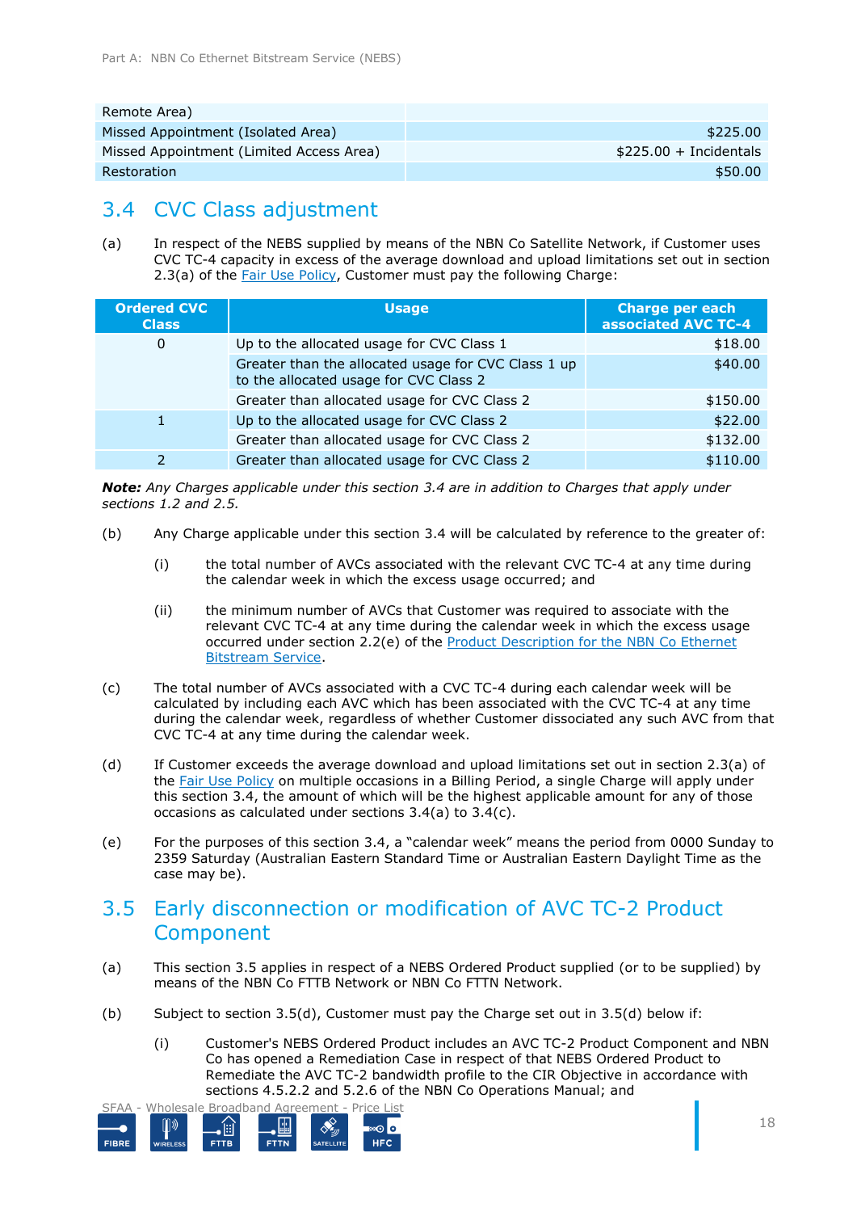| Remote Area) | |
|---|---|
| Missed Appointment (Isolated Area) | $225.00 |
| Missed Appointment (Limited Access Area) | $225.00 + Incidentals |
| Restoration | $50.00 |

## 3.4 CVC Class adjustment

(a) In respect of the NEBS supplied by means of the NBN Co Satellite Network, if Customer uses CVC TC-4 capacity in excess of the average download and upload limitations set out in section 2.3(a) of the Fair Use Policy, Customer must pay the following Charge:

| Ordered CVC Class | Usage | Charge per each associated AVC TC-4 |
|---|---|---|
| 0 | Up to the allocated usage for CVC Class 1 | $18.00 |
| | Greater than the allocated usage for CVC Class 1 up to the allocated usage for CVC Class 2 | $40.00 |
| | Greater than allocated usage for CVC Class 2 | $150.00 |
| 1 | Up to the allocated usage for CVC Class 2 | $22.00 |
| | Greater than allocated usage for CVC Class 2 | $132.00 |
| 2 | Greater than allocated usage for CVC Class 2 | $110.00 |

***Note:*** *Any Charges applicable under this section 3.4 are in addition to Charges that apply under sections 1.2 and 2.5.*

(b) Any Charge applicable under this section 3.4 will be calculated by reference to the greater of:

(i) the total number of AVCs associated with the relevant CVC TC-4 at any time during the calendar week in which the excess usage occurred; and

(ii) the minimum number of AVCs that Customer was required to associate with the relevant CVC TC-4 at any time during the calendar week in which the excess usage occurred under section 2.2(e) of the Product Description for the NBN Co Ethernet Bitstream Service.

(c) The total number of AVCs associated with a CVC TC-4 during each calendar week will be calculated by including each AVC which has been associated with the CVC TC-4 at any time during the calendar week, regardless of whether Customer dissociated any such AVC from that CVC TC-4 at any time during the calendar week.

(d) If Customer exceeds the average download and upload limitations set out in section 2.3(a) of the Fair Use Policy on multiple occasions in a Billing Period, a single Charge will apply under this section 3.4, the amount of which will be the highest applicable amount for any of those occasions as calculated under sections 3.4(a) to 3.4(c).

(e) For the purposes of this section 3.4, a "calendar week" means the period from 0000 Sunday to 2359 Saturday (Australian Eastern Standard Time or Australian Eastern Daylight Time as the case may be).

## 3.5 Early disconnection or modification of AVC TC-2 Product Component

(a) This section 3.5 applies in respect of a NEBS Ordered Product supplied (or to be supplied) by means of the NBN Co FTTB Network or NBN Co FTTN Network.

(b) Subject to section 3.5(d), Customer must pay the Charge set out in 3.5(d) below if:

(i) Customer's NEBS Ordered Product includes an AVC TC-2 Product Component and NBN Co has opened a Remediation Case in respect of that NEBS Ordered Product to Remediate the AVC TC-2 bandwidth profile to the CIR Objective in accordance with sections 4.5.2.2 and 5.2.6 of the NBN Co Operations Manual; and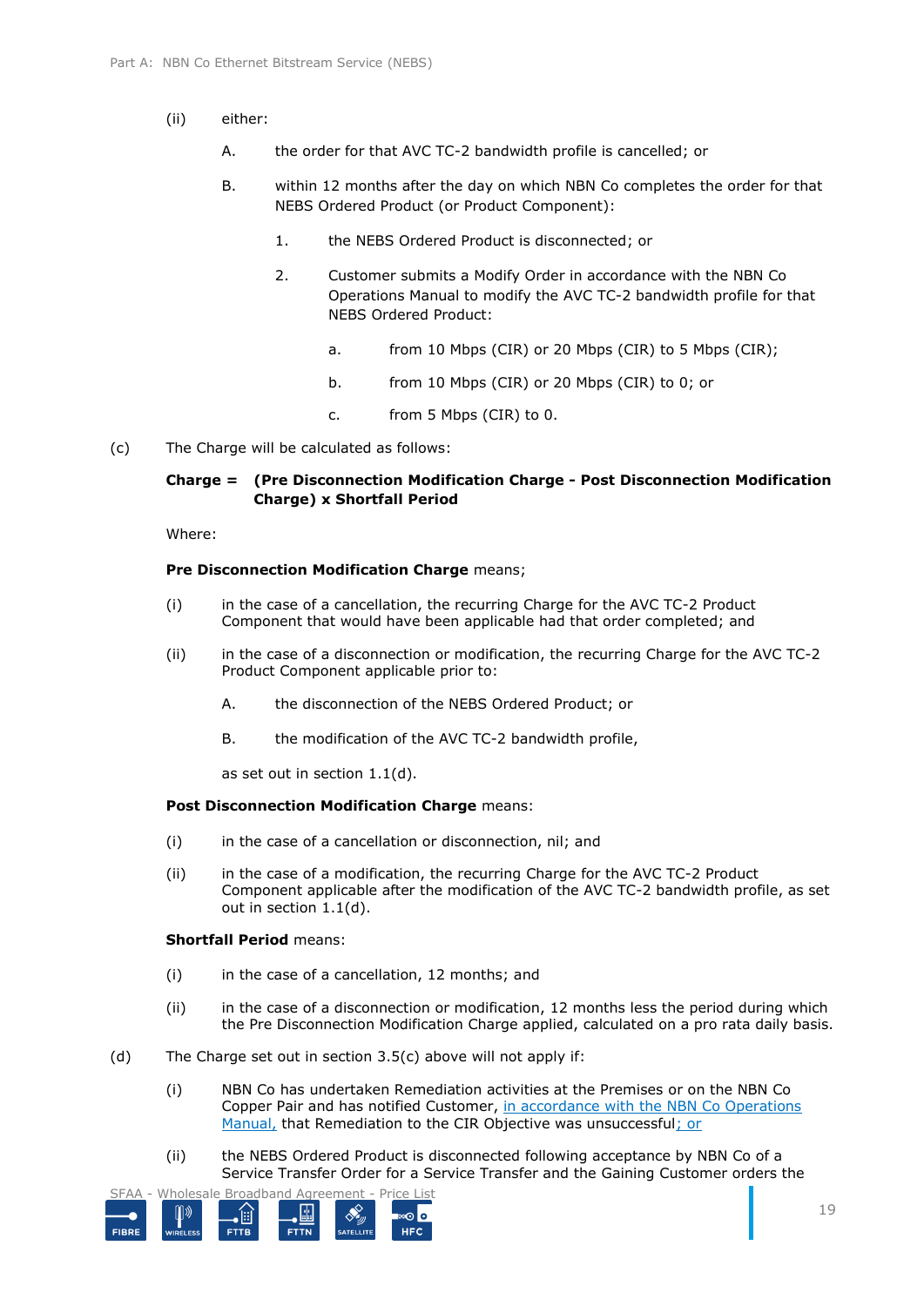(ii) either:

A. the order for that AVC TC-2 bandwidth profile is cancelled; or

B. within 12 months after the day on which NBN Co completes the order for that NEBS Ordered Product (or Product Component):

1. the NEBS Ordered Product is disconnected; or

2. Customer submits a Modify Order in accordance with the NBN Co Operations Manual to modify the AVC TC-2 bandwidth profile for that NEBS Ordered Product:

a. from 10 Mbps (CIR) or 20 Mbps (CIR) to 5 Mbps (CIR);

b. from 10 Mbps (CIR) or 20 Mbps (CIR) to 0; or

c. from 5 Mbps (CIR) to 0.

(c) The Charge will be calculated as follows:

**Charge = (Pre Disconnection Modification Charge - Post Disconnection Modification Charge) x Shortfall Period**

Where:

**Pre Disconnection Modification Charge** means;

(i) in the case of a cancellation, the recurring Charge for the AVC TC-2 Product Component that would have been applicable had that order completed; and

(ii) in the case of a disconnection or modification, the recurring Charge for the AVC TC-2 Product Component applicable prior to:

A. the disconnection of the NEBS Ordered Product; or

B. the modification of the AVC TC-2 bandwidth profile,

as set out in section 1.1(d).

**Post Disconnection Modification Charge** means:

(i) in the case of a cancellation or disconnection, nil; and

(ii) in the case of a modification, the recurring Charge for the AVC TC-2 Product Component applicable after the modification of the AVC TC-2 bandwidth profile, as set out in section 1.1(d).

**Shortfall Period** means:

(i) in the case of a cancellation, 12 months; and

(ii) in the case of a disconnection or modification, 12 months less the period during which the Pre Disconnection Modification Charge applied, calculated on a pro rata daily basis.

(d) The Charge set out in section 3.5(c) above will not apply if:

(i) NBN Co has undertaken Remediation activities at the Premises or on the NBN Co Copper Pair and has notified Customer, in accordance with the NBN Co Operations Manual, that Remediation to the CIR Objective was unsuccessful; or

(ii) the NEBS Ordered Product is disconnected following acceptance by NBN Co of a Service Transfer Order for a Service Transfer and the Gaining Customer orders the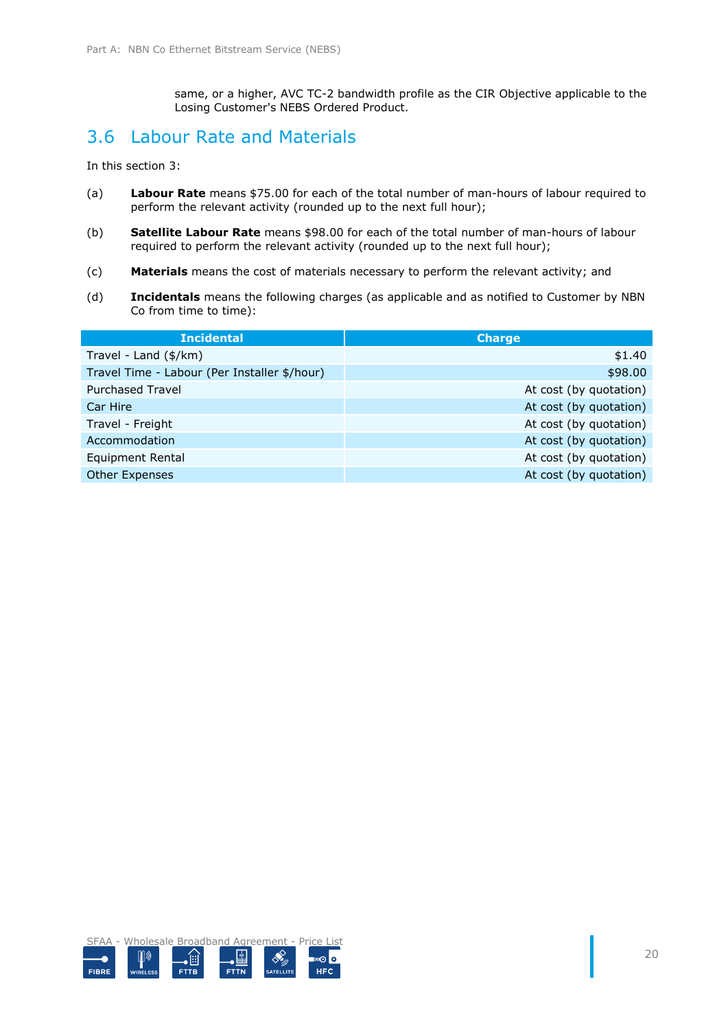same, or a higher, AVC TC-2 bandwidth profile as the CIR Objective applicable to the Losing Customer's NEBS Ordered Product.

## 3.6 Labour Rate and Materials

In this section 3:

(a) **Labour Rate** means $75.00 for each of the total number of man-hours of labour required to perform the relevant activity (rounded up to the next full hour);

(b) **Satellite Labour Rate** means $98.00 for each of the total number of man-hours of labour required to perform the relevant activity (rounded up to the next full hour);

(c) **Materials** means the cost of materials necessary to perform the relevant activity; and

(d) **Incidentals** means the following charges (as applicable and as notified to Customer by NBN Co from time to time):

| Incidental | Charge |
|---|---:|
| Travel - Land ($/km) | $1.40 |
| Travel Time - Labour (Per Installer $/hour) | $98.00 |
| Purchased Travel | At cost (by quotation) |
| Car Hire | At cost (by quotation) |
| Travel - Freight | At cost (by quotation) |
| Accommodation | At cost (by quotation) |
| Equipment Rental | At cost (by quotation) |
| Other Expenses | At cost (by quotation) |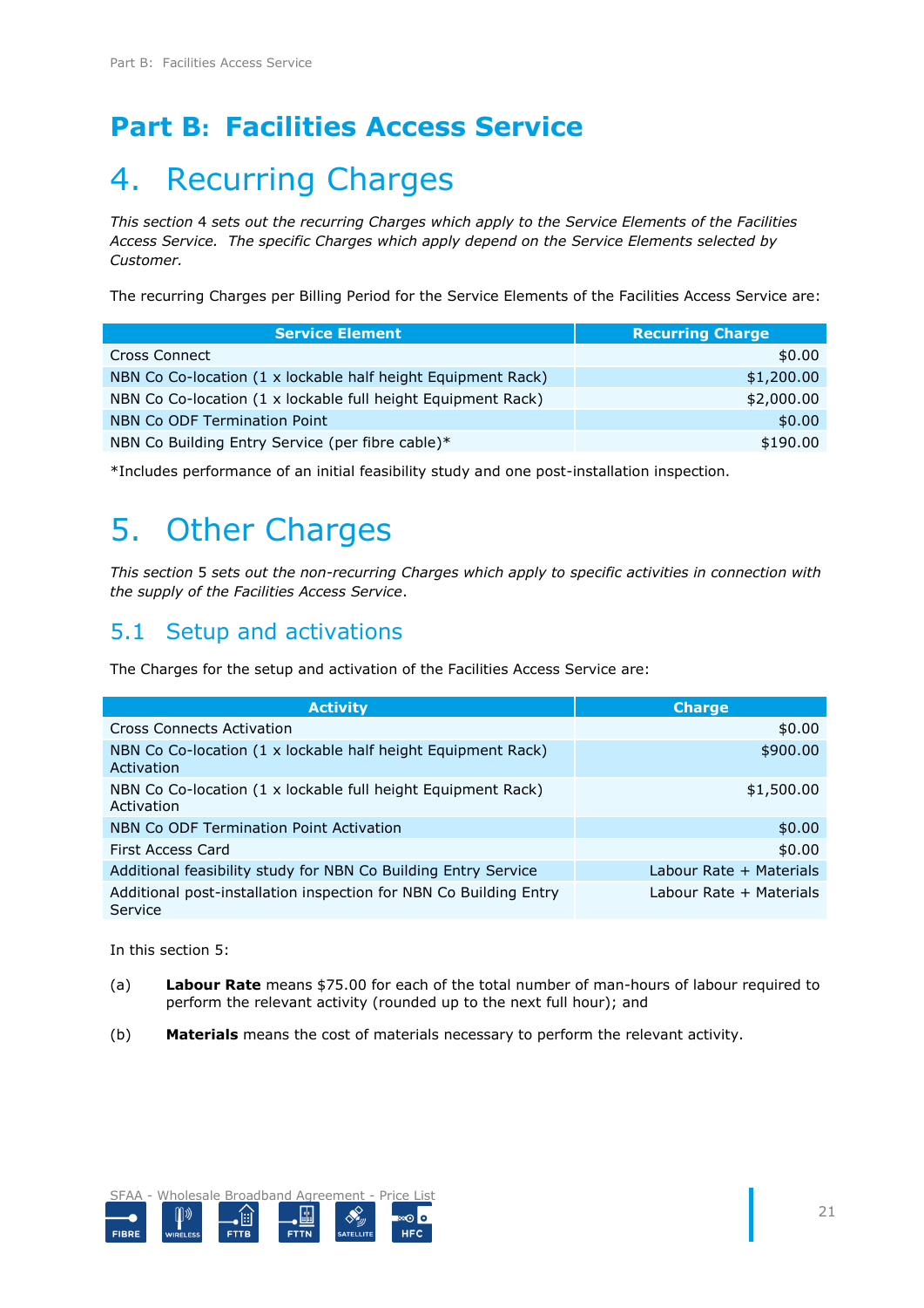# Part B: Facilities Access Service

# 4. Recurring Charges

*This section 4 sets out the recurring Charges which apply to the Service Elements of the Facilities Access Service. The specific Charges which apply depend on the Service Elements selected by Customer.*

The recurring Charges per Billing Period for the Service Elements of the Facilities Access Service are:

| Service Element | Recurring Charge |
|---|---:|
| Cross Connect | $0.00 |
| NBN Co Co-location (1 x lockable half height Equipment Rack) | $1,200.00 |
| NBN Co Co-location (1 x lockable full height Equipment Rack) | $2,000.00 |
| NBN Co ODF Termination Point | $0.00 |
| NBN Co Building Entry Service (per fibre cable)* | $190.00 |

*Includes performance of an initial feasibility study and one post-installation inspection.

# 5. Other Charges

*This section 5 sets out the non-recurring Charges which apply to specific activities in connection with the supply of the Facilities Access Service.*

## 5.1 Setup and activations

The Charges for the setup and activation of the Facilities Access Service are:

| Activity | Charge |
|---|---:|
| Cross Connects Activation | $0.00 |
| NBN Co Co-location (1 x lockable half height Equipment Rack) Activation | $900.00 |
| NBN Co Co-location (1 x lockable full height Equipment Rack) Activation | $1,500.00 |
| NBN Co ODF Termination Point Activation | $0.00 |
| First Access Card | $0.00 |
| Additional feasibility study for NBN Co Building Entry Service | Labour Rate + Materials |
| Additional post-installation inspection for NBN Co Building Entry Service | Labour Rate + Materials |

In this section 5:

(a) **Labour Rate** means $75.00 for each of the total number of man-hours of labour required to perform the relevant activity (rounded up to the next full hour); and

(b) **Materials** means the cost of materials necessary to perform the relevant activity.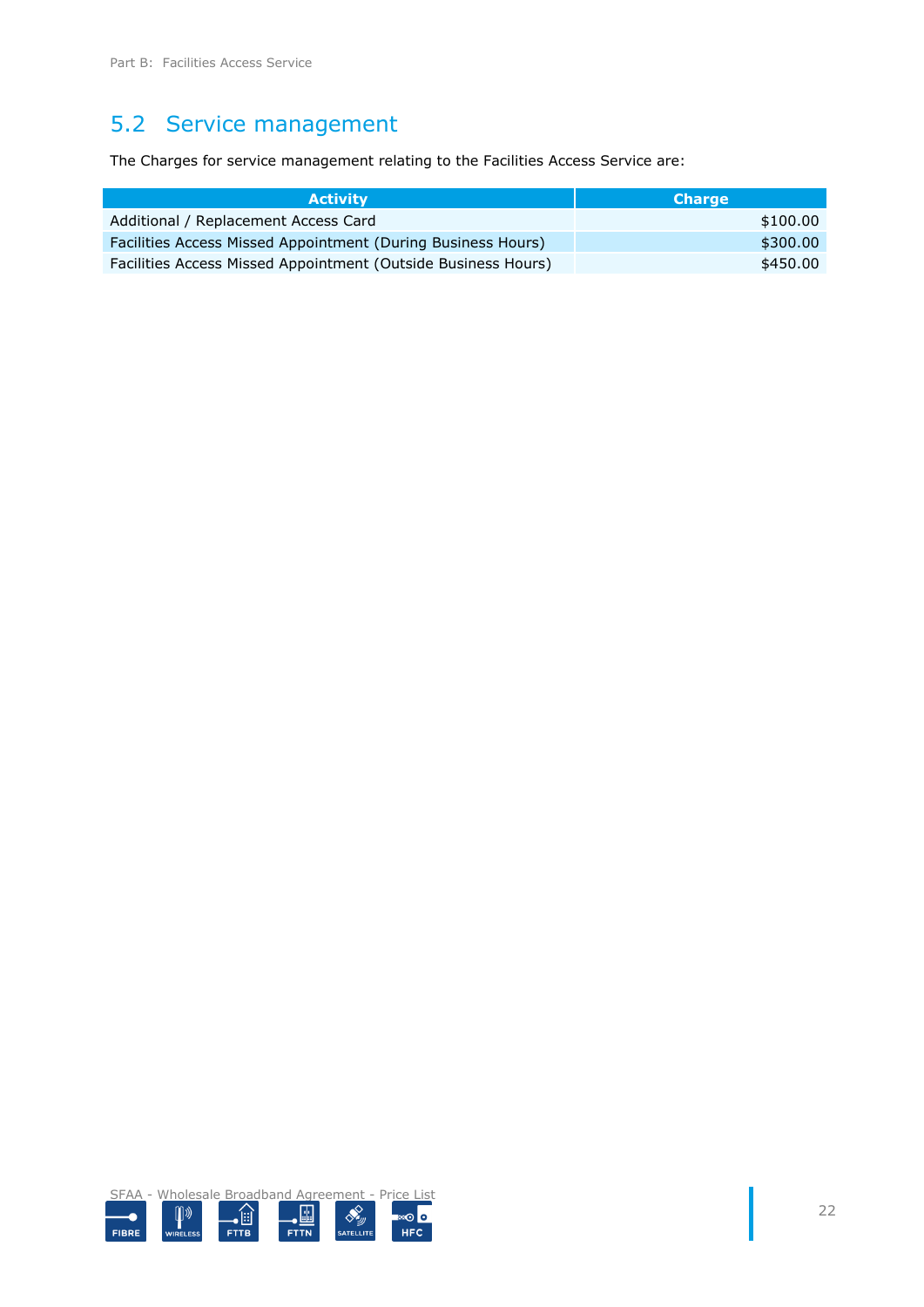## 5.2 Service management

The Charges for service management relating to the Facilities Access Service are:

| Activity | Charge |
|---|---|
| Additional / Replacement Access Card | $100.00 |
| Facilities Access Missed Appointment (During Business Hours) | $300.00 |
| Facilities Access Missed Appointment (Outside Business Hours) | $450.00 |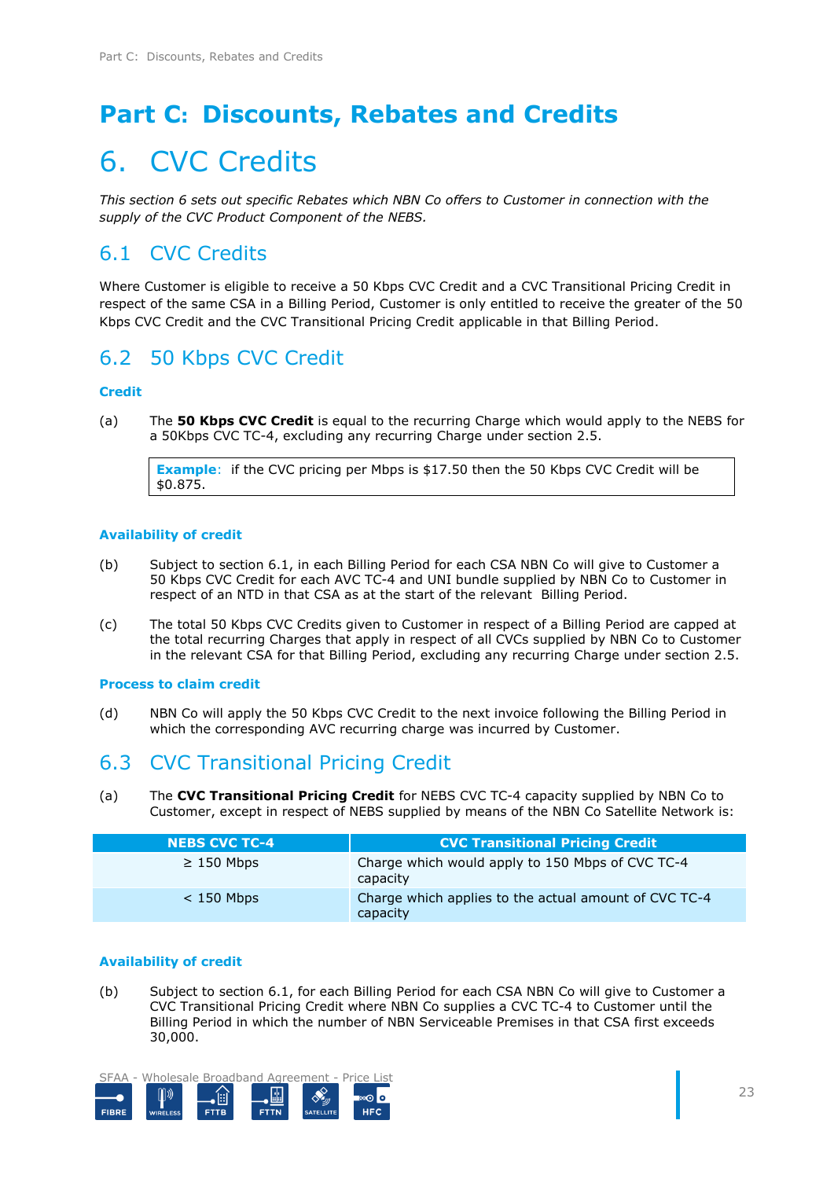# Part C: Discounts, Rebates and Credits

# 6. CVC Credits

*This section 6 sets out specific Rebates which NBN Co offers to Customer in connection with the supply of the CVC Product Component of the NEBS.*

## 6.1 CVC Credits

Where Customer is eligible to receive a 50 Kbps CVC Credit and a CVC Transitional Pricing Credit in respect of the same CSA in a Billing Period, Customer is only entitled to receive the greater of the 50 Kbps CVC Credit and the CVC Transitional Pricing Credit applicable in that Billing Period.

## 6.2 50 Kbps CVC Credit

### Credit

(a) The **50 Kbps CVC Credit** is equal to the recurring Charge which would apply to the NEBS for a 50Kbps CVC TC-4, excluding any recurring Charge under section 2.5.

> **Example**: if the CVC pricing per Mbps is $17.50 then the 50 Kbps CVC Credit will be $0.875.

### Availability of credit

(b) Subject to section 6.1, in each Billing Period for each CSA NBN Co will give to Customer a 50 Kbps CVC Credit for each AVC TC-4 and UNI bundle supplied by NBN Co to Customer in respect of an NTD in that CSA as at the start of the relevant Billing Period.

(c) The total 50 Kbps CVC Credits given to Customer in respect of a Billing Period are capped at the total recurring Charges that apply in respect of all CVCs supplied by NBN Co to Customer in the relevant CSA for that Billing Period, excluding any recurring Charge under section 2.5.

### Process to claim credit

(d) NBN Co will apply the 50 Kbps CVC Credit to the next invoice following the Billing Period in which the corresponding AVC recurring charge was incurred by Customer.

## 6.3 CVC Transitional Pricing Credit

(a) The **CVC Transitional Pricing Credit** for NEBS CVC TC-4 capacity supplied by NBN Co to Customer, except in respect of NEBS supplied by means of the NBN Co Satellite Network is:

| NEBS CVC TC-4 | CVC Transitional Pricing Credit |
|---|---|
| ≥ 150 Mbps | Charge which would apply to 150 Mbps of CVC TC-4 capacity |
| < 150 Mbps | Charge which applies to the actual amount of CVC TC-4 capacity |

### Availability of credit

(b) Subject to section 6.1, for each Billing Period for each CSA NBN Co will give to Customer a CVC Transitional Pricing Credit where NBN Co supplies a CVC TC-4 to Customer until the Billing Period in which the number of NBN Serviceable Premises in that CSA first exceeds 30,000.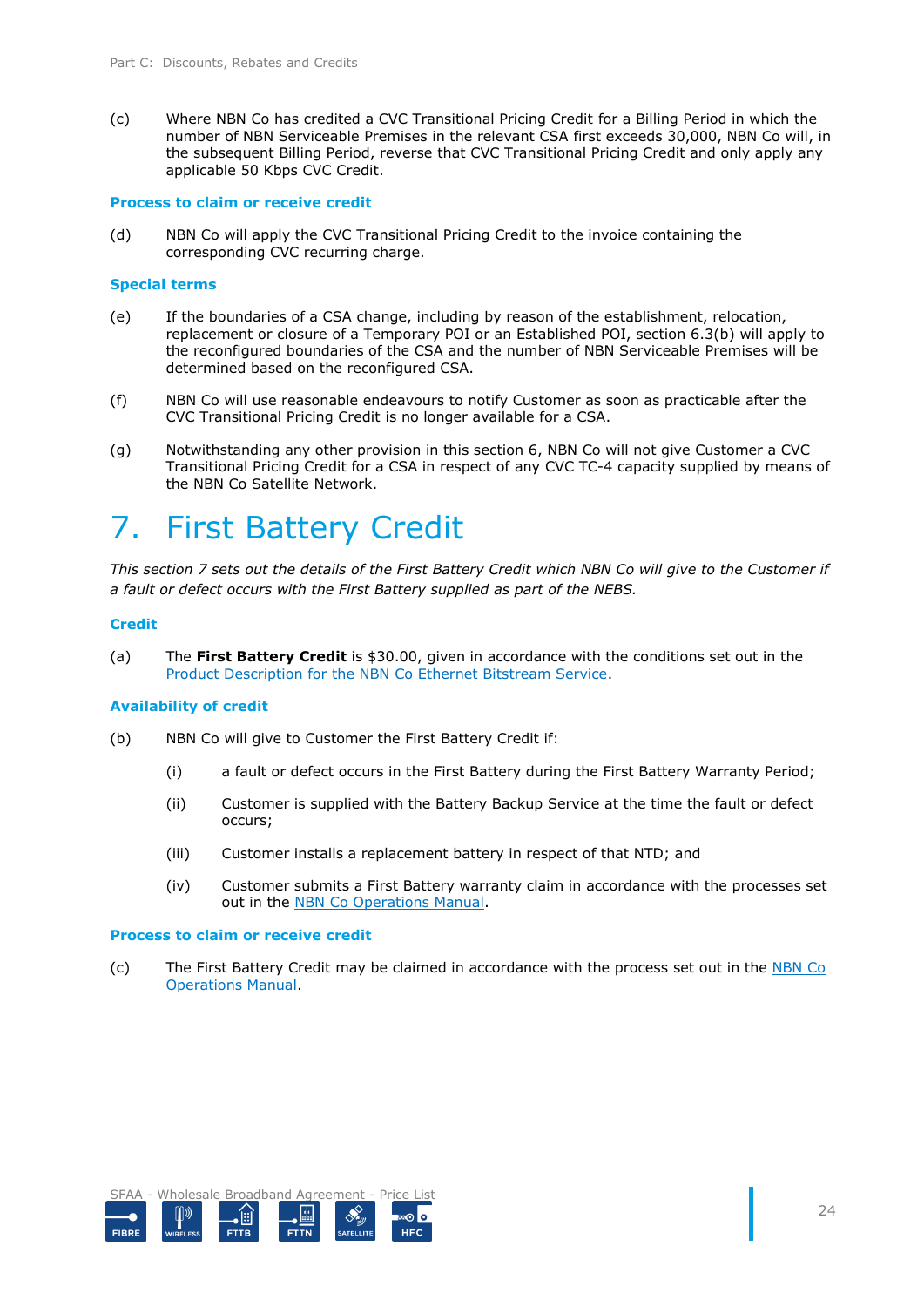(c) Where NBN Co has credited a CVC Transitional Pricing Credit for a Billing Period in which the number of NBN Serviceable Premises in the relevant CSA first exceeds 30,000, NBN Co will, in the subsequent Billing Period, reverse that CVC Transitional Pricing Credit and only apply any applicable 50 Kbps CVC Credit.

### Process to claim or receive credit

(d) NBN Co will apply the CVC Transitional Pricing Credit to the invoice containing the corresponding CVC recurring charge.

### Special terms

(e) If the boundaries of a CSA change, including by reason of the establishment, relocation, replacement or closure of a Temporary POI or an Established POI, section 6.3(b) will apply to the reconfigured boundaries of the CSA and the number of NBN Serviceable Premises will be determined based on the reconfigured CSA.

(f) NBN Co will use reasonable endeavours to notify Customer as soon as practicable after the CVC Transitional Pricing Credit is no longer available for a CSA.

(g) Notwithstanding any other provision in this section 6, NBN Co will not give Customer a CVC Transitional Pricing Credit for a CSA in respect of any CVC TC-4 capacity supplied by means of the NBN Co Satellite Network.

# 7. First Battery Credit

*This section 7 sets out the details of the First Battery Credit which NBN Co will give to the Customer if a fault or defect occurs with the First Battery supplied as part of the NEBS.*

### Credit

(a) The **First Battery Credit** is $30.00, given in accordance with the conditions set out in the Product Description for the NBN Co Ethernet Bitstream Service.

### Availability of credit

(b) NBN Co will give to Customer the First Battery Credit if:

(i) a fault or defect occurs in the First Battery during the First Battery Warranty Period;

(ii) Customer is supplied with the Battery Backup Service at the time the fault or defect occurs;

(iii) Customer installs a replacement battery in respect of that NTD; and

(iv) Customer submits a First Battery warranty claim in accordance with the processes set out in the NBN Co Operations Manual.

### Process to claim or receive credit

(c) The First Battery Credit may be claimed in accordance with the process set out in the NBN Co Operations Manual.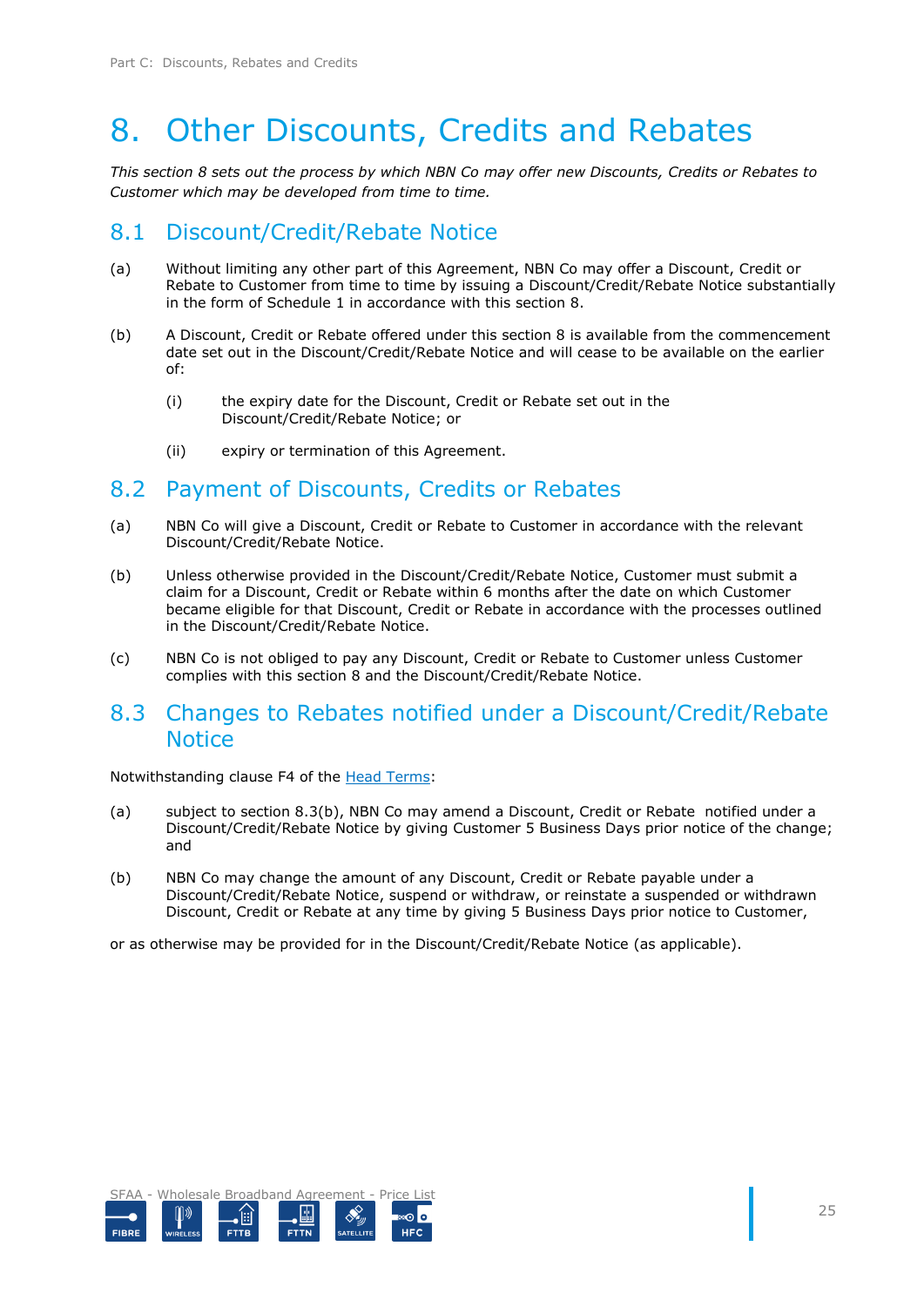# 8. Other Discounts, Credits and Rebates

*This section 8 sets out the process by which NBN Co may offer new Discounts, Credits or Rebates to Customer which may be developed from time to time.*

## 8.1 Discount/Credit/Rebate Notice

(a) Without limiting any other part of this Agreement, NBN Co may offer a Discount, Credit or Rebate to Customer from time to time by issuing a Discount/Credit/Rebate Notice substantially in the form of Schedule 1 in accordance with this section 8.

(b) A Discount, Credit or Rebate offered under this section 8 is available from the commencement date set out in the Discount/Credit/Rebate Notice and will cease to be available on the earlier of:

  (i) the expiry date for the Discount, Credit or Rebate set out in the Discount/Credit/Rebate Notice; or

  (ii) expiry or termination of this Agreement.

## 8.2 Payment of Discounts, Credits or Rebates

(a) NBN Co will give a Discount, Credit or Rebate to Customer in accordance with the relevant Discount/Credit/Rebate Notice.

(b) Unless otherwise provided in the Discount/Credit/Rebate Notice, Customer must submit a claim for a Discount, Credit or Rebate within 6 months after the date on which Customer became eligible for that Discount, Credit or Rebate in accordance with the processes outlined in the Discount/Credit/Rebate Notice.

(c) NBN Co is not obliged to pay any Discount, Credit or Rebate to Customer unless Customer complies with this section 8 and the Discount/Credit/Rebate Notice.

## 8.3 Changes to Rebates notified under a Discount/Credit/Rebate Notice

Notwithstanding clause F4 of the Head Terms:

(a) subject to section 8.3(b), NBN Co may amend a Discount, Credit or Rebate notified under a Discount/Credit/Rebate Notice by giving Customer 5 Business Days prior notice of the change; and

(b) NBN Co may change the amount of any Discount, Credit or Rebate payable under a Discount/Credit/Rebate Notice, suspend or withdraw, or reinstate a suspended or withdrawn Discount, Credit or Rebate at any time by giving 5 Business Days prior notice to Customer,

or as otherwise may be provided for in the Discount/Credit/Rebate Notice (as applicable).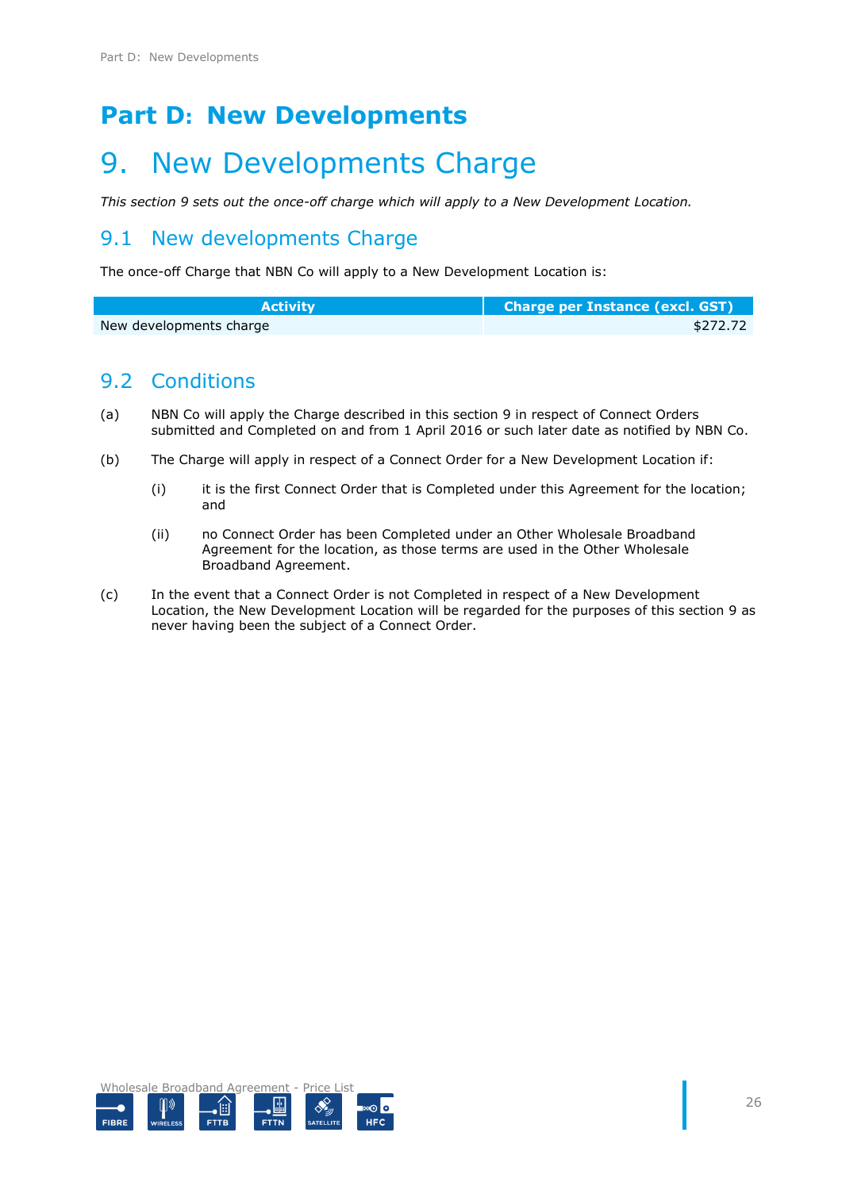# Part D: New Developments

# 9. New Developments Charge

*This section 9 sets out the once-off charge which will apply to a New Development Location.*

## 9.1 New developments Charge

The once-off Charge that NBN Co will apply to a New Development Location is:

| Activity | Charge per Instance (excl. GST) |
| --- | --- |
| New developments charge | $272.72 |

## 9.2 Conditions

(a) NBN Co will apply the Charge described in this section 9 in respect of Connect Orders submitted and Completed on and from 1 April 2016 or such later date as notified by NBN Co.

(b) The Charge will apply in respect of a Connect Order for a New Development Location if:

  (i) it is the first Connect Order that is Completed under this Agreement for the location; and

  (ii) no Connect Order has been Completed under an Other Wholesale Broadband Agreement for the location, as those terms are used in the Other Wholesale Broadband Agreement.

(c) In the event that a Connect Order is not Completed in respect of a New Development Location, the New Development Location will be regarded for the purposes of this section 9 as never having been the subject of a Connect Order.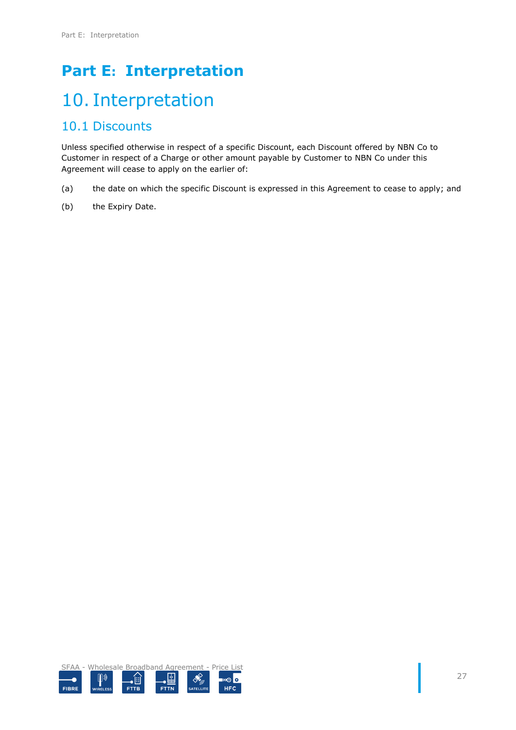# Part E: Interpretation

## 10. Interpretation

### 10.1 Discounts

Unless specified otherwise in respect of a specific Discount, each Discount offered by NBN Co to Customer in respect of a Charge or other amount payable by Customer to NBN Co under this Agreement will cease to apply on the earlier of:

(a) the date on which the specific Discount is expressed in this Agreement to cease to apply; and

(b) the Expiry Date.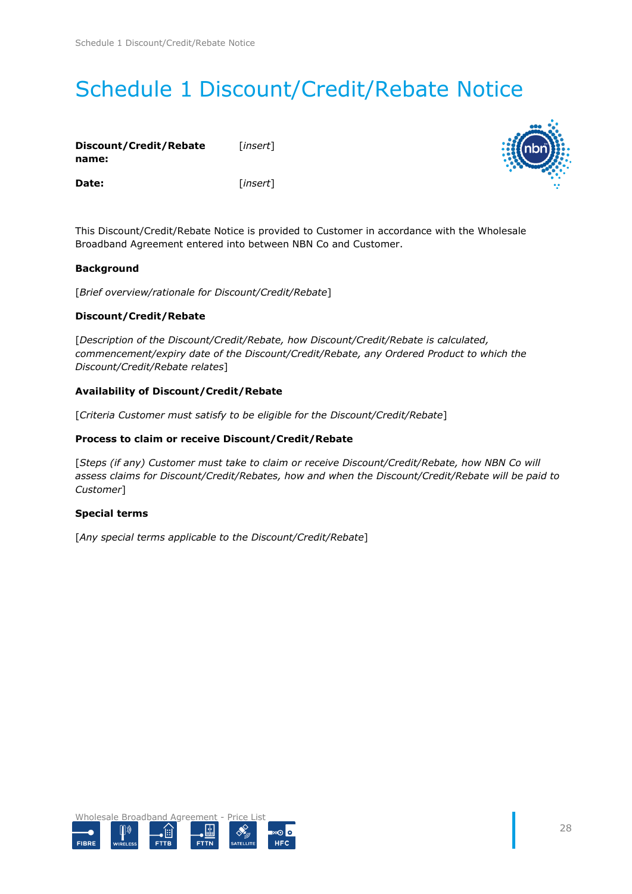# Schedule 1 Discount/Credit/Rebate Notice

| | |
|---|---|
| **Discount/Credit/Rebate name:** | [*insert*] |
| **Date:** | [*insert*] |

This Discount/Credit/Rebate Notice is provided to Customer in accordance with the Wholesale Broadband Agreement entered into between NBN Co and Customer.

**Background**

[*Brief overview/rationale for Discount/Credit/Rebate*]

**Discount/Credit/Rebate**

[*Description of the Discount/Credit/Rebate, how Discount/Credit/Rebate is calculated, commencement/expiry date of the Discount/Credit/Rebate, any Ordered Product to which the Discount/Credit/Rebate relates*]

**Availability of Discount/Credit/Rebate**

[*Criteria Customer must satisfy to be eligible for the Discount/Credit/Rebate*]

**Process to claim or receive Discount/Credit/Rebate**

[*Steps (if any) Customer must take to claim or receive Discount/Credit/Rebate, how NBN Co will assess claims for Discount/Credit/Rebates, how and when the Discount/Credit/Rebate will be paid to Customer*]

**Special terms**

[*Any special terms applicable to the Discount/Credit/Rebate*]